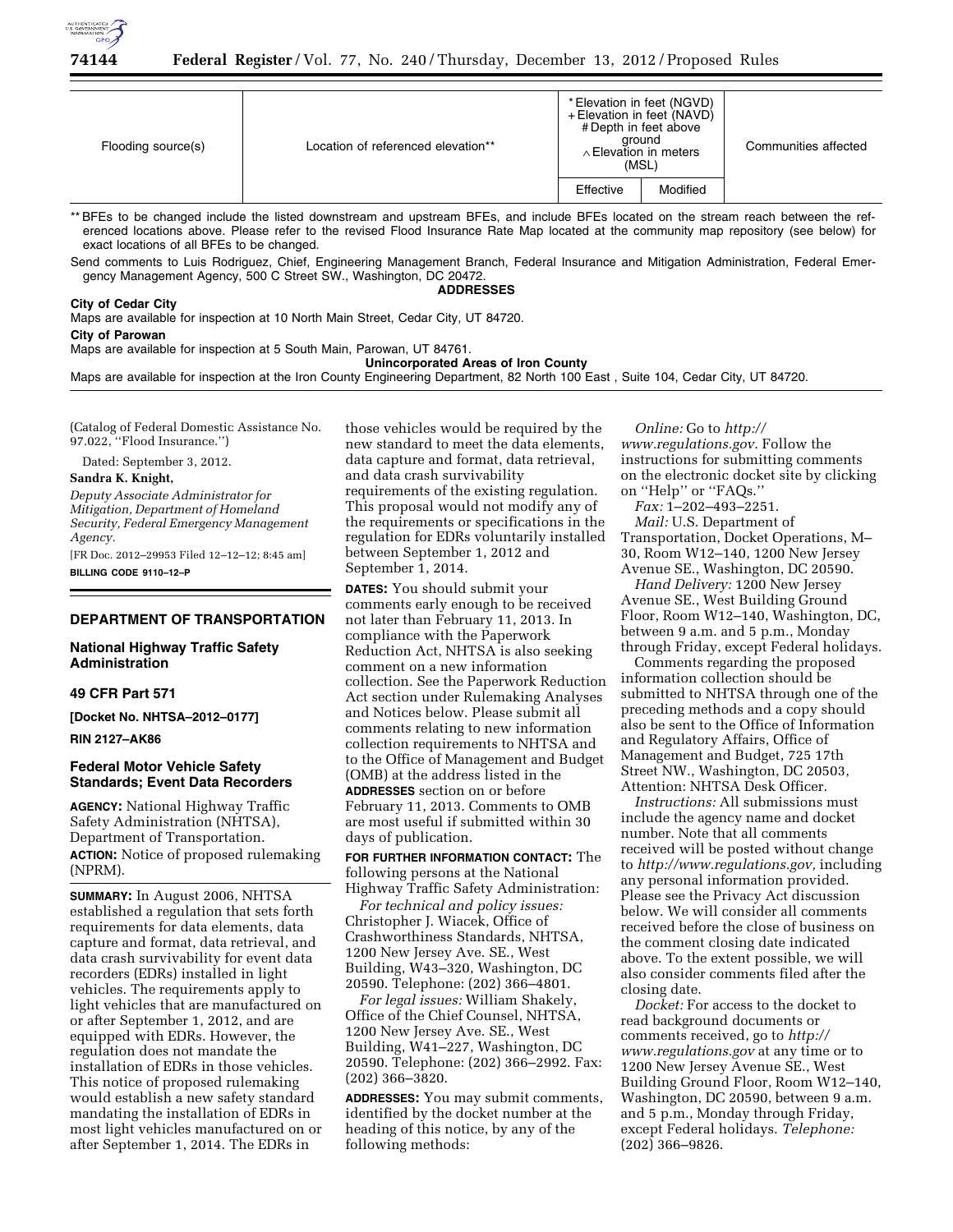| Flooding source(s) | Location of referenced elevation** | * Elevation in feet (NGVD) + Elevation in feet (NAVD) # Depth in feet above ground ∧ Elevation in meters (MSL) | | Communities affected |
|---|---|---|---|---|
| | | Effective | Modified | |

** BFEs to be changed include the listed downstream and upstream BFEs, and include BFEs located on the stream reach between the referenced locations above. Please refer to the revised Flood Insurance Rate Map located at the community map repository (see below) for exact locations of all BFEs to be changed.

Send comments to Luis Rodriguez, Chief, Engineering Management Branch, Federal Insurance and Mitigation Administration, Federal Emergency Management Agency, 500 C Street SW., Washington, DC 20472.

**ADDRESSES**

**City of Cedar City**

Maps are available for inspection at 10 North Main Street, Cedar City, UT 84720.

**City of Parowan**

Maps are available for inspection at 5 South Main, Parowan, UT 84761.

**Unincorporated Areas of Iron County**

Maps are available for inspection at the Iron County Engineering Department, 82 North 100 East , Suite 104, Cedar City, UT 84720.

(Catalog of Federal Domestic Assistance No. 97.022, ''Flood Insurance.'')

Dated: September 3, 2012.

**Sandra K. Knight,**

*Deputy Associate Administrator for Mitigation, Department of Homeland Security, Federal Emergency Management Agency.*

[FR Doc. 2012–29953 Filed 12–12–12; 8:45 am]

**BILLING CODE 9110–12–P**

## DEPARTMENT OF TRANSPORTATION

### National Highway Traffic Safety Administration

### 49 CFR Part 571

**[Docket No. NHTSA–2012–0177]**

**RIN 2127–AK86**

### Federal Motor Vehicle Safety Standards; Event Data Recorders

**AGENCY:** National Highway Traffic Safety Administration (NHTSA), Department of Transportation.

**ACTION:** Notice of proposed rulemaking (NPRM).

**SUMMARY:** In August 2006, NHTSA established a regulation that sets forth requirements for data elements, data capture and format, data retrieval, and data crash survivability for event data recorders (EDRs) installed in light vehicles. The requirements apply to light vehicles that are manufactured on or after September 1, 2012, and are equipped with EDRs. However, the regulation does not mandate the installation of EDRs in those vehicles. This notice of proposed rulemaking would establish a new safety standard mandating the installation of EDRs in most light vehicles manufactured on or after September 1, 2014. The EDRs in those vehicles would be required by the new standard to meet the data elements, data capture and format, data retrieval, and data crash survivability requirements of the existing regulation. This proposal would not modify any of the requirements or specifications in the regulation for EDRs voluntarily installed between September 1, 2012 and September 1, 2014.

**DATES:** You should submit your comments early enough to be received not later than February 11, 2013. In compliance with the Paperwork Reduction Act, NHTSA is also seeking comment on a new information collection. See the Paperwork Reduction Act section under Rulemaking Analyses and Notices below. Please submit all comments relating to new information collection requirements to NHTSA and to the Office of Management and Budget (OMB) at the address listed in the **ADDRESSES** section on or before February 11, 2013. Comments to OMB are most useful if submitted within 30 days of publication.

**FOR FURTHER INFORMATION CONTACT:** The following persons at the National Highway Traffic Safety Administration:

*For technical and policy issues:* Christopher J. Wiacek, Office of Crashworthiness Standards, NHTSA, 1200 New Jersey Ave. SE., West Building, W43–320, Washington, DC 20590. Telephone: (202) 366–4801.

*For legal issues:* William Shakely, Office of the Chief Counsel, NHTSA, 1200 New Jersey Ave. SE., West Building, W41–227, Washington, DC 20590. Telephone: (202) 366–2992. Fax: (202) 366–3820.

**ADDRESSES:** You may submit comments, identified by the docket number at the heading of this notice, by any of the following methods:

*Online:* Go to *http://www.regulations.gov*. Follow the instructions for submitting comments on the electronic docket site by clicking on ''Help'' or ''FAQs.''

*Fax:* 1–202–493–2251.

*Mail:* U.S. Department of Transportation, Docket Operations, M–30, Room W12–140, 1200 New Jersey Avenue SE., Washington, DC 20590.

*Hand Delivery:* 1200 New Jersey Avenue SE., West Building Ground Floor, Room W12–140, Washington, DC, between 9 a.m. and 5 p.m., Monday through Friday, except Federal holidays.

Comments regarding the proposed information collection should be submitted to NHTSA through one of the preceding methods and a copy should also be sent to the Office of Information and Regulatory Affairs, Office of Management and Budget, 725 17th Street NW., Washington, DC 20503, Attention: NHTSA Desk Officer.

*Instructions:* All submissions must include the agency name and docket number. Note that all comments received will be posted without change to *http://www.regulations.gov,* including any personal information provided. Please see the Privacy Act discussion below. We will consider all comments received before the close of business on the comment closing date indicated above. To the extent possible, we will also consider comments filed after the closing date.

*Docket:* For access to the docket to read background documents or comments received, go to *http://www.regulations.gov* at any time or to 1200 New Jersey Avenue SE., West Building Ground Floor, Room W12–140, Washington, DC 20590, between 9 a.m. and 5 p.m., Monday through Friday, except Federal holidays. *Telephone:* (202) 366–9826.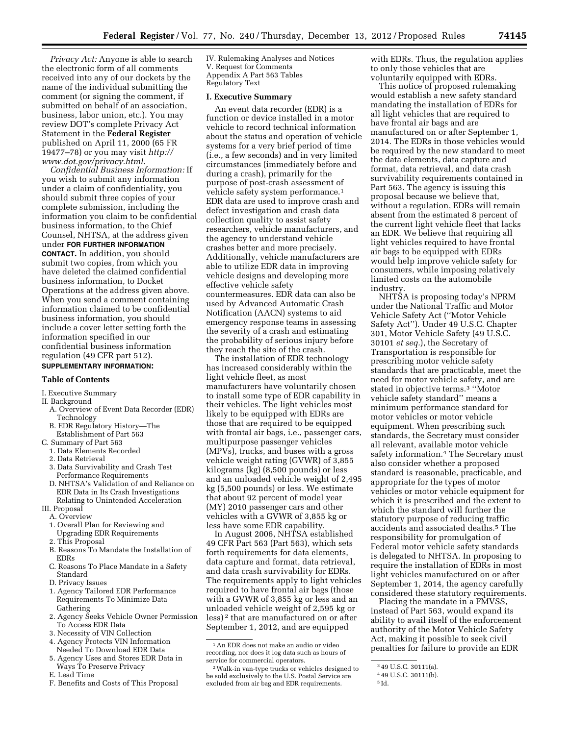*Privacy Act:* Anyone is able to search the electronic form of all comments received into any of our dockets by the name of the individual submitting the comment (or signing the comment, if submitted on behalf of an association, business, labor union, etc.). You may review DOT's complete Privacy Act Statement in the **Federal Register** published on April 11, 2000 (65 FR 19477–78) or you may visit *http://www.dot.gov/privacy.html.*

*Confidential Business Information:* If you wish to submit any information under a claim of confidentiality, you should submit three copies of your complete submission, including the information you claim to be confidential business information, to the Chief Counsel, NHTSA, at the address given under **FOR FURTHER INFORMATION CONTACT.** In addition, you should submit two copies, from which you have deleted the claimed confidential business information, to Docket Operations at the address given above. When you send a comment containing information claimed to be confidential business information, you should include a cover letter setting forth the information specified in our confidential business information regulation (49 CFR part 512).

**SUPPLEMENTARY INFORMATION:**

### Table of Contents

I. Executive Summary
II. Background
  A. Overview of Event Data Recorder (EDR) Technology
  B. EDR Regulatory History—The Establishment of Part 563
C. Summary of Part 563
  1. Data Elements Recorded
  2. Data Retrieval
  3. Data Survivability and Crash Test Performance Requirements
  D. NHTSA's Validation of and Reliance on EDR Data in Its Crash Investigations Relating to Unintended Acceleration
III. Proposal
  A. Overview
  1. Overall Plan for Reviewing and Upgrading EDR Requirements
  2. This Proposal
  B. Reasons To Mandate the Installation of EDRs
  C. Reasons To Place Mandate in a Safety Standard
  D. Privacy Issues
  1. Agency Tailored EDR Performance Requirements To Minimize Data Gathering
  2. Agency Seeks Vehicle Owner Permission To Access EDR Data
  3. Necessity of VIN Collection
  4. Agency Protects VIN Information Needed To Download EDR Data
  5. Agency Uses and Stores EDR Data in Ways To Preserve Privacy
  E. Lead Time
  F. Benefits and Costs of This Proposal
IV. Rulemaking Analyses and Notices
V. Request for Comments
Appendix A Part 563 Tables
Regulatory Text

### I. Executive Summary

An event data recorder (EDR) is a function or device installed in a motor vehicle to record technical information about the status and operation of vehicle systems for a very brief period of time (i.e., a few seconds) and in very limited circumstances (immediately before and during a crash), primarily for the purpose of post-crash assessment of vehicle safety system performance.[1] EDR data are used to improve crash and defect investigation and crash data collection quality to assist safety researchers, vehicle manufacturers, and the agency to understand vehicle crashes better and more precisely. Additionally, vehicle manufacturers are able to utilize EDR data in improving vehicle designs and developing more effective vehicle safety countermeasures. EDR data can also be used by Advanced Automatic Crash Notification (AACN) systems to aid emergency response teams in assessing the severity of a crash and estimating the probability of serious injury before they reach the site of the crash.

The installation of EDR technology has increased considerably within the light vehicle fleet, as most manufacturers have voluntarily chosen to install some type of EDR capability in their vehicles. The light vehicles most likely to be equipped with EDRs are those that are required to be equipped with frontal air bags, i.e., passenger cars, multipurpose passenger vehicles (MPVs), trucks, and buses with a gross vehicle weight rating (GVWR) of 3,855 kilograms (kg) (8,500 pounds) or less and an unloaded vehicle weight of 2,495 kg (5,500 pounds) or less. We estimate that about 92 percent of model year (MY) 2010 passenger cars and other vehicles with a GVWR of 3,855 kg or less have some EDR capability.

In August 2006, NHTSA established 49 CFR Part 563 (Part 563), which sets forth requirements for data elements, data capture and format, data retrieval, and data crash survivability for EDRs. The requirements apply to light vehicles required to have frontal air bags (those with a GVWR of 3,855 kg or less and an unloaded vehicle weight of 2,595 kg or less)[2] that are manufactured on or after September 1, 2012, and are equipped with EDRs. Thus, the regulation applies to only those vehicles that are voluntarily equipped with EDRs.

This notice of proposed rulemaking would establish a new safety standard mandating the installation of EDRs for all light vehicles that are required to have frontal air bags and are manufactured on or after September 1, 2014. The EDRs in those vehicles would be required by the new standard to meet the data elements, data capture and format, data retrieval, and data crash survivability requirements contained in Part 563. The agency is issuing this proposal because we believe that, without a regulation, EDRs will remain absent from the estimated 8 percent of the current light vehicle fleet that lacks an EDR. We believe that requiring all light vehicles required to have frontal air bags to be equipped with EDRs would help improve vehicle safety for consumers, while imposing relatively limited costs on the automobile industry.

NHTSA is proposing today's NPRM under the National Traffic and Motor Vehicle Safety Act (''Motor Vehicle Safety Act''). Under 49 U.S.C. Chapter 301, Motor Vehicle Safety (49 U.S.C. 30101 *et seq.*), the Secretary of Transportation is responsible for prescribing motor vehicle safety standards that are practicable, meet the need for motor vehicle safety, and are stated in objective terms.[3] ''Motor vehicle safety standard'' means a minimum performance standard for motor vehicles or motor vehicle equipment. When prescribing such standards, the Secretary must consider all relevant, available motor vehicle safety information.[4] The Secretary must also consider whether a proposed standard is reasonable, practicable, and appropriate for the types of motor vehicles or motor vehicle equipment for which it is prescribed and the extent to which the standard will further the statutory purpose of reducing traffic accidents and associated deaths.[5] The responsibility for promulgation of Federal motor vehicle safety standards is delegated to NHTSA. In proposing to require the installation of EDRs in most light vehicles manufactured on or after September 1, 2014, the agency carefully considered these statutory requirements.

Placing the mandate in a FMVSS, instead of Part 563, would expand its ability to avail itself of the enforcement authority of the Motor Vehicle Safety Act, making it possible to seek civil penalties for failure to provide an EDR

---

[1] An EDR does not make an audio or video recording, nor does it log data such as hours of service for commercial operators.

[2] Walk-in van-type trucks or vehicles designed to be sold exclusively to the U.S. Postal Service are excluded from air bag and EDR requirements.

[3] 49 U.S.C. 30111(a).

[4] 49 U.S.C. 30111(b).

[5] Id.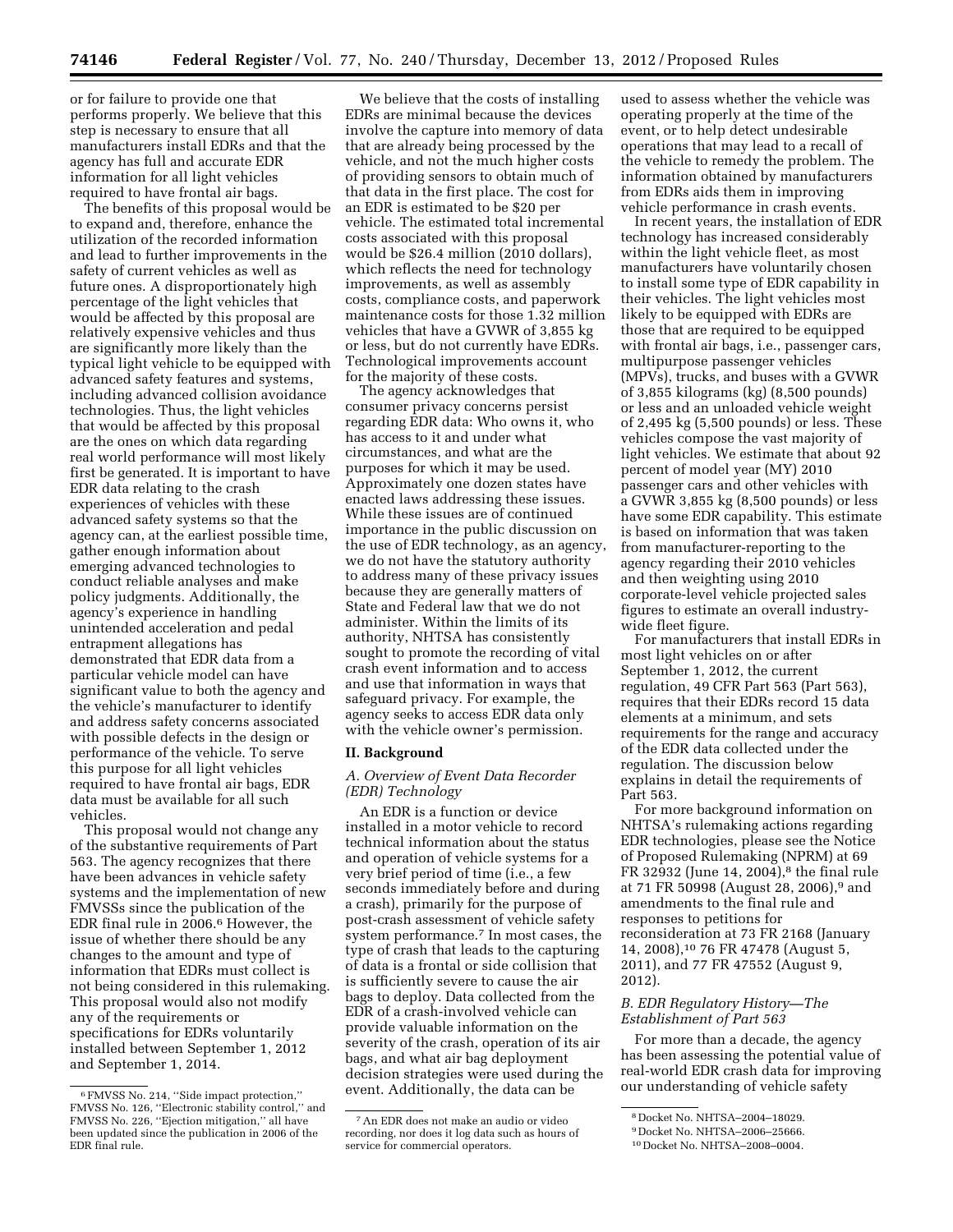or for failure to provide one that performs properly. We believe that this step is necessary to ensure that all manufacturers install EDRs and that the agency has full and accurate EDR information for all light vehicles required to have frontal air bags.

The benefits of this proposal would be to expand and, therefore, enhance the utilization of the recorded information and lead to further improvements in the safety of current vehicles as well as future ones. A disproportionately high percentage of the light vehicles that would be affected by this proposal are relatively expensive vehicles and thus are significantly more likely than the typical light vehicle to be equipped with advanced safety features and systems, including advanced collision avoidance technologies. Thus, the light vehicles that would be affected by this proposal are the ones on which data regarding real world performance will most likely first be generated. It is important to have EDR data relating to the crash experiences of vehicles with these advanced safety systems so that the agency can, at the earliest possible time, gather enough information about emerging advanced technologies to conduct reliable analyses and make policy judgments. Additionally, the agency's experience in handling unintended acceleration and pedal entrapment allegations has demonstrated that EDR data from a particular vehicle model can have significant value to both the agency and the vehicle's manufacturer to identify and address safety concerns associated with possible defects in the design or performance of the vehicle. To serve this purpose for all light vehicles required to have frontal air bags, EDR data must be available for all such vehicles.

This proposal would not change any of the substantive requirements of Part 563. The agency recognizes that there have been advances in vehicle safety systems and the implementation of new FMVSSs since the publication of the EDR final rule in 2006.[6] However, the issue of whether there should be any changes to the amount and type of information that EDRs must collect is not being considered in this rulemaking. This proposal would also not modify any of the requirements or specifications for EDRs voluntarily installed between September 1, 2012 and September 1, 2014.

We believe that the costs of installing EDRs are minimal because the devices involve the capture into memory of data that are already being processed by the vehicle, and not the much higher costs of providing sensors to obtain much of that data in the first place. The cost for an EDR is estimated to be $20 per vehicle. The estimated total incremental costs associated with this proposal would be $26.4 million (2010 dollars), which reflects the need for technology improvements, as well as assembly costs, compliance costs, and paperwork maintenance costs for those 1.32 million vehicles that have a GVWR of 3,855 kg or less, but do not currently have EDRs. Technological improvements account for the majority of these costs.

The agency acknowledges that consumer privacy concerns persist regarding EDR data: Who owns it, who has access to it and under what circumstances, and what are the purposes for which it may be used. Approximately one dozen states have enacted laws addressing these issues. While these issues are of continued importance in the public discussion on the use of EDR technology, as an agency, we do not have the statutory authority to address many of these privacy issues because they are generally matters of State and Federal law that we do not administer. Within the limits of its authority, NHTSA has consistently sought to promote the recording of vital crash event information and to access and use that information in ways that safeguard privacy. For example, the agency seeks to access EDR data only with the vehicle owner's permission.

## II. Background

### A. Overview of Event Data Recorder (EDR) Technology

An EDR is a function or device installed in a motor vehicle to record technical information about the status and operation of vehicle systems for a very brief period of time (i.e., a few seconds immediately before and during a crash), primarily for the purpose of post-crash assessment of vehicle safety system performance.[7] In most cases, the type of crash that leads to the capturing of data is a frontal or side collision that is sufficiently severe to cause the air bags to deploy. Data collected from the EDR of a crash-involved vehicle can provide valuable information on the severity of the crash, operation of its air bags, and what air bag deployment decision strategies were used during the event. Additionally, the data can be used to assess whether the vehicle was operating properly at the time of the event, or to help detect undesirable operations that may lead to a recall of the vehicle to remedy the problem. The information obtained by manufacturers from EDRs aids them in improving vehicle performance in crash events.

In recent years, the installation of EDR technology has increased considerably within the light vehicle fleet, as most manufacturers have voluntarily chosen to install some type of EDR capability in their vehicles. The light vehicles most likely to be equipped with EDRs are those that are required to be equipped with frontal air bags, i.e., passenger cars, multipurpose passenger vehicles (MPVs), trucks, and buses with a GVWR of 3,855 kilograms (kg) (8,500 pounds) or less and an unloaded vehicle weight of 2,495 kg (5,500 pounds) or less. These vehicles compose the vast majority of light vehicles. We estimate that about 92 percent of model year (MY) 2010 passenger cars and other vehicles with a GVWR 3,855 kg (8,500 pounds) or less have some EDR capability. This estimate is based on information that was taken from manufacturer-reporting to the agency regarding their 2010 vehicles and then weighting using 2010 corporate-level vehicle projected sales figures to estimate an overall industry-wide fleet figure.

For manufacturers that install EDRs in most light vehicles on or after September 1, 2012, the current regulation, 49 CFR Part 563 (Part 563), requires that their EDRs record 15 data elements at a minimum, and sets requirements for the range and accuracy of the EDR data collected under the regulation. The discussion below explains in detail the requirements of Part 563.

For more background information on NHTSA's rulemaking actions regarding EDR technologies, please see the Notice of Proposed Rulemaking (NPRM) at 69 FR 32932 (June 14, 2004),[8] the final rule at 71 FR 50998 (August 28, 2006),[9] and amendments to the final rule and responses to petitions for reconsideration at 73 FR 2168 (January 14, 2008),[10] 76 FR 47478 (August 5, 2011), and 77 FR 47552 (August 9, 2012).

### B. EDR Regulatory History—The Establishment of Part 563

For more than a decade, the agency has been assessing the potential value of real-world EDR crash data for improving our understanding of vehicle safety

---

[6] FMVSS No. 214, "Side impact protection," FMVSS No. 126, "Electronic stability control," and FMVSS No. 226, "Ejection mitigation," all have been updated since the publication in 2006 of the EDR final rule.

[7] An EDR does not make an audio or video recording, nor does it log data such as hours of service for commercial operators.

[8] Docket No. NHTSA–2004–18029.

[9] Docket No. NHTSA–2006–25666.

[10] Docket No. NHTSA–2008–0004.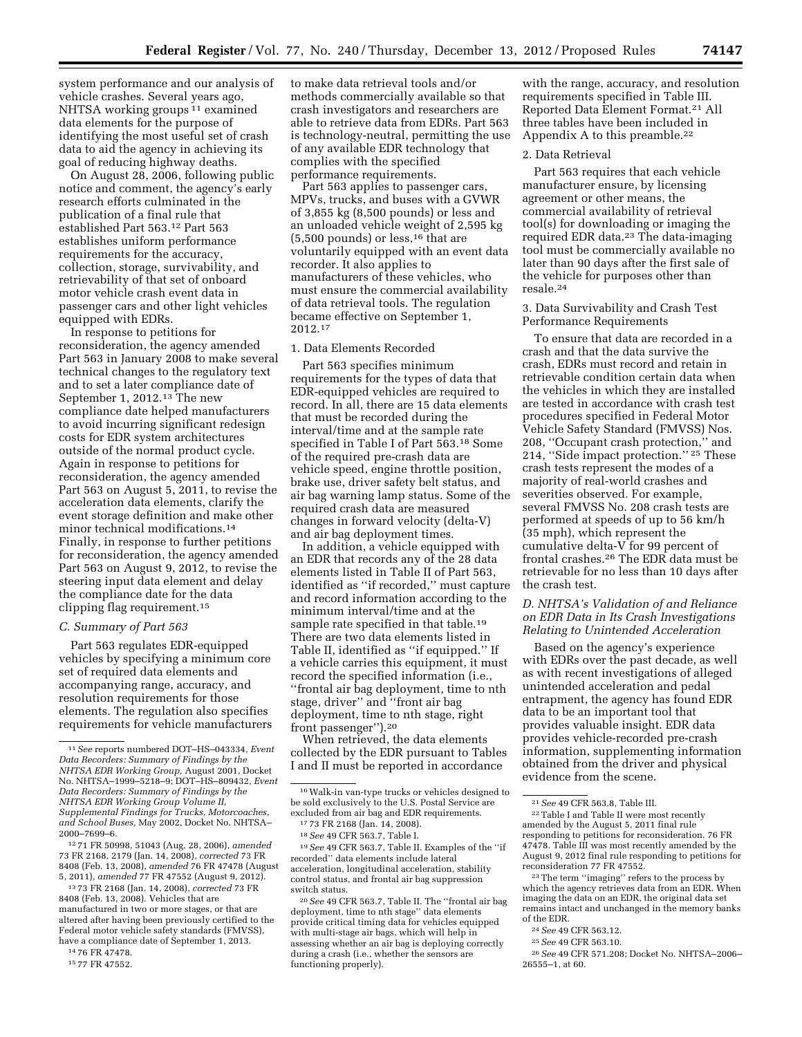system performance and our analysis of vehicle crashes. Several years ago, NHTSA working groups [11] examined data elements for the purpose of identifying the most useful set of crash data to aid the agency in achieving its goal of reducing highway deaths.

On August 28, 2006, following public notice and comment, the agency's early research efforts culminated in the publication of a final rule that established Part 563.[12] Part 563 establishes uniform performance requirements for the accuracy, collection, storage, survivability, and retrievability of that set of onboard motor vehicle crash event data in passenger cars and other light vehicles equipped with EDRs.

In response to petitions for reconsideration, the agency amended Part 563 in January 2008 to make several technical changes to the regulatory text and to set a later compliance date of September 1, 2012.[13] The new compliance date helped manufacturers to avoid incurring significant redesign costs for EDR system architectures outside of the normal product cycle. Again in response to petitions for reconsideration, the agency amended Part 563 on August 5, 2011, to revise the acceleration data elements, clarify the event storage definition and make other minor technical modifications.[14] Finally, in response to further petitions for reconsideration, the agency amended Part 563 on August 9, 2012, to revise the steering input data element and delay the compliance date for the data clipping flag requirement.[15]

### C. Summary of Part 563

Part 563 regulates EDR-equipped vehicles by specifying a minimum core set of required data elements and accompanying range, accuracy, and resolution requirements for those elements. The regulation also specifies requirements for vehicle manufacturers to make data retrieval tools and/or methods commercially available so that crash investigators and researchers are able to retrieve data from EDRs. Part 563 is technology-neutral, permitting the use of any available EDR technology that complies with the specified performance requirements.

Part 563 applies to passenger cars, MPVs, trucks, and buses with a GVWR of 3,855 kg (8,500 pounds) or less and an unloaded vehicle weight of 2,595 kg (5,500 pounds) or less,[16] that are voluntarily equipped with an event data recorder. It also applies to manufacturers of these vehicles, who must ensure the commercial availability of data retrieval tools. The regulation became effective on September 1, 2012.[17]

1. Data Elements Recorded

Part 563 specifies minimum requirements for the types of data that EDR-equipped vehicles are required to record. In all, there are 15 data elements that must be recorded during the interval/time and at the sample rate specified in Table I of Part 563.[18] Some of the required pre-crash data are vehicle speed, engine throttle position, brake use, driver safety belt status, and air bag warning lamp status. Some of the required crash data are measured changes in forward velocity (delta-V) and air bag deployment times.

In addition, a vehicle equipped with an EDR that records any of the 28 data elements listed in Table II of Part 563, identified as ''if recorded,'' must capture and record information according to the minimum interval/time and at the sample rate specified in that table.[19] There are two data elements listed in Table II, identified as ''if equipped.'' If a vehicle carries this equipment, it must record the specified information (i.e., ''frontal air bag deployment, time to nth stage, driver'' and ''front air bag deployment, time to nth stage, right front passenger'').[20]

When retrieved, the data elements collected by the EDR pursuant to Tables I and II must be reported in accordance with the range, accuracy, and resolution requirements specified in Table III. Reported Data Element Format.[21] All three tables have been included in Appendix A to this preamble.[22]

2. Data Retrieval

Part 563 requires that each vehicle manufacturer ensure, by licensing agreement or other means, the commercial availability of retrieval tool(s) for downloading or imaging the required EDR data.[23] The data-imaging tool must be commercially available no later than 90 days after the first sale of the vehicle for purposes other than resale.[24]

3. Data Survivability and Crash Test Performance Requirements

To ensure that data are recorded in a crash and that the data survive the crash, EDRs must record and retain in retrievable condition certain data when the vehicles in which they are installed are tested in accordance with crash test procedures specified in Federal Motor Vehicle Safety Standard (FMVSS) Nos. 208, ''Occupant crash protection,'' and 214, ''Side impact protection.''[25] These crash tests represent the modes of a majority of real-world crashes and severities observed. For example, several FMVSS No. 208 crash tests are performed at speeds of up to 56 km/h (35 mph), which represent the cumulative delta-V for 99 percent of frontal crashes.[26] The EDR data must be retrievable for no less than 10 days after the crash test.

### D. NHTSA's Validation of and Reliance on EDR Data in Its Crash Investigations Relating to Unintended Acceleration

Based on the agency's experience with EDRs over the past decade, as well as with recent investigations of alleged unintended acceleration and pedal entrapment, the agency has found EDR data to be an important tool that provides valuable insight. EDR data provides vehicle-recorded pre-crash information, supplementing information obtained from the driver and physical evidence from the scene.

---

[11] *See* reports numbered DOT–HS–043334, *Event Data Recorders: Summary of Findings by the NHTSA EDR Working Group,* August 2001, Docket No. NHTSA–1999–5218–9; DOT–HS–809432, *Event Data Recorders: Summary of Findings by the NHTSA EDR Working Group Volume II, Supplemental Findings for Trucks, Motorcoaches, and School Buses,* May 2002, Docket No. NHTSA–2000–7699–6.

[12] 71 FR 50998, 51043 (Aug. 28, 2006), *amended* 73 FR 2168, 2179 (Jan. 14, 2008), *corrected* 73 FR 8408 (Feb. 13, 2008), *amended* 76 FR 47478 (August 5, 2011), *amended* 77 FR 47552 (August 9, 2012).

[13] 73 FR 2168 (Jan. 14, 2008), *corrected* 73 FR 8408 (Feb. 13, 2008). Vehicles that are manufactured in two or more stages, or that are altered after having been previously certified to the Federal motor vehicle safety standards (FMVSS), have a compliance date of September 1, 2013.

[14] 76 FR 47478.

[15] 77 FR 47552.

[16] Walk-in van-type trucks or vehicles designed to be sold exclusively to the U.S. Postal Service are excluded from air bag and EDR requirements.

[17] 73 FR 2168 (Jan. 14, 2008).

[18] *See* 49 CFR 563.7, Table I.

[19] *See* 49 CFR 563.7, Table II. Examples of the ''if recorded'' data elements include lateral acceleration, longitudinal acceleration, stability control status, and frontal air bag suppression switch status.

[20] *See* 49 CFR 563.7, Table II. The ''frontal air bag deployment, time to nth stage'' data elements provide critical timing data for vehicles equipped with multi-stage air bags, which will help in assessing whether an air bag is deploying correctly during a crash (i.e., whether the sensors are functioning properly).

[21] *See* 49 CFR 563.8, Table III.

[22] Table I and Table II were most recently amended by the August 5, 2011 final rule responding to petitions for reconsideration. 76 FR 47478. Table III was most recently amended by the August 9, 2012 final rule responding to petitions for reconsideration 77 FR 47552.

[23] The term ''imaging'' refers to the process by which the agency retrieves data from an EDR. When imaging the data on an EDR, the original data set remains intact and unchanged in the memory banks of the EDR.

[24] *See* 49 CFR 563.12.

[25] *See* 49 CFR 563.10.

[26] *See* 49 CFR 571.208; Docket No. NHTSA–2006–26555–1, at 60.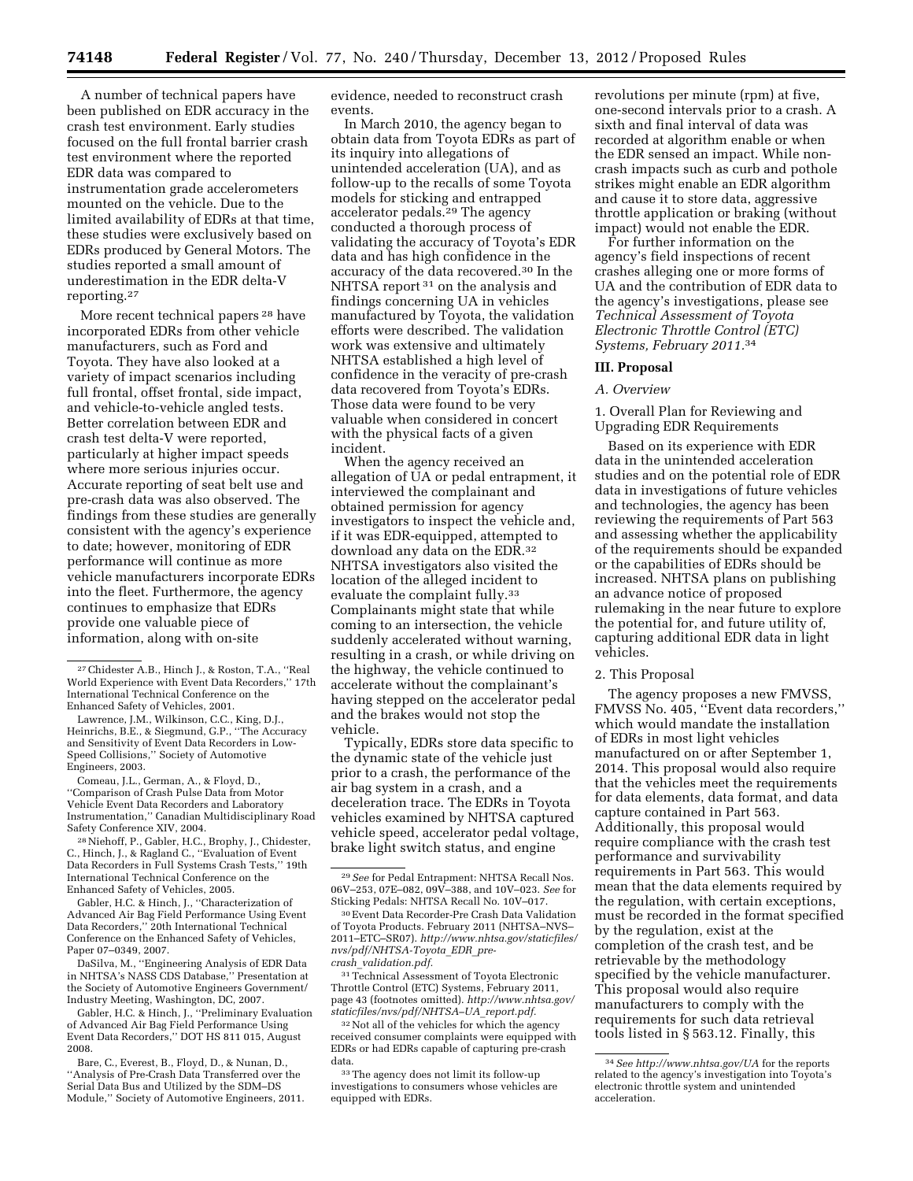A number of technical papers have been published on EDR accuracy in the crash test environment. Early studies focused on the full frontal barrier crash test environment where the reported EDR data was compared to instrumentation grade accelerometers mounted on the vehicle. Due to the limited availability of EDRs at that time, these studies were exclusively based on EDRs produced by General Motors. The studies reported a small amount of underestimation in the EDR delta-V reporting.[27]

More recent technical papers [28] have incorporated EDRs from other vehicle manufacturers, such as Ford and Toyota. They have also looked at a variety of impact scenarios including full frontal, offset frontal, side impact, and vehicle-to-vehicle angled tests. Better correlation between EDR and crash test delta-V were reported, particularly at higher impact speeds where more serious injuries occur. Accurate reporting of seat belt use and pre-crash data was also observed. The findings from these studies are generally consistent with the agency's experience to date; however, monitoring of EDR performance will continue as more vehicle manufacturers incorporate EDRs into the fleet. Furthermore, the agency continues to emphasize that EDRs provide one valuable piece of information, along with on-site evidence, needed to reconstruct crash events.

In March 2010, the agency began to obtain data from Toyota EDRs as part of its inquiry into allegations of unintended acceleration (UA), and as follow-up to the recalls of some Toyota models for sticking and entrapped accelerator pedals.[29] The agency conducted a thorough process of validating the accuracy of Toyota's EDR data and has high confidence in the accuracy of the data recovered.[30] In the NHTSA report [31] on the analysis and findings concerning UA in vehicles manufactured by Toyota, the validation efforts were described. The validation work was extensive and ultimately NHTSA established a high level of confidence in the veracity of pre-crash data recovered from Toyota's EDRs. Those data were found to be very valuable when considered in concert with the physical facts of a given incident.

When the agency received an allegation of UA or pedal entrapment, it interviewed the complainant and obtained permission for agency investigators to inspect the vehicle and, if it was EDR-equipped, attempted to download any data on the EDR.[32] NHTSA investigators also visited the location of the alleged incident to evaluate the complaint fully.[33] Complainants might state that while coming to an intersection, the vehicle suddenly accelerated without warning, resulting in a crash, or while driving on the highway, the vehicle continued to accelerate without the complainant's having stepped on the accelerator pedal and the brakes would not stop the vehicle.

Typically, EDRs store data specific to the dynamic state of the vehicle just prior to a crash, the performance of the air bag system in a crash, and a deceleration trace. The EDRs in Toyota vehicles examined by NHTSA captured vehicle speed, accelerator pedal voltage, brake light switch status, and engine revolutions per minute (rpm) at five, one-second intervals prior to a crash. A sixth and final interval of data was recorded at algorithm enable or when the EDR sensed an impact. While non-crash impacts such as curb and pothole strikes might enable an EDR algorithm and cause it to store data, aggressive throttle application or braking (without impact) would not enable the EDR.

For further information on the agency's field inspections of recent crashes alleging one or more forms of UA and the contribution of EDR data to the agency's investigations, please see *Technical Assessment of Toyota Electronic Throttle Control (ETC) Systems, February 2011*.[34]

## III. Proposal

### *A. Overview*

1. Overall Plan for Reviewing and Upgrading EDR Requirements

Based on its experience with EDR data in the unintended acceleration studies and on the potential role of EDR data in investigations of future vehicles and technologies, the agency has been reviewing the requirements of Part 563 and assessing whether the applicability of the requirements should be expanded or the capabilities of EDRs should be increased. NHTSA plans on publishing an advance notice of proposed rulemaking in the near future to explore the potential for, and future utility of, capturing additional EDR data in light vehicles.

2. This Proposal

The agency proposes a new FMVSS, FMVSS No. 405, "Event data recorders," which would mandate the installation of EDRs in most light vehicles manufactured on or after September 1, 2014. This proposal would also require that the vehicles meet the requirements for data elements, data format, and data capture contained in Part 563. Additionally, this proposal would require compliance with the crash test performance and survivability requirements in Part 563. This would mean that the data elements required by the regulation, with certain exceptions, must be recorded in the format specified by the regulation, exist at the completion of the crash test, and be retrievable by the methodology specified by the vehicle manufacturer. This proposal would also require manufacturers to comply with the requirements for such data retrieval tools listed in § 563.12. Finally, this

---

[27] Chidester A.B., Hinch J., & Roston, T.A., "Real World Experience with Event Data Recorders," 17th International Technical Conference on the Enhanced Safety of Vehicles, 2001.

Lawrence, J.M., Wilkinson, C.C., King, D.J., Heinrichs, B.E., & Siegmund, G.P., "The Accuracy and Sensitivity of Event Data Recorders in Low-Speed Collisions," Society of Automotive Engineers, 2003.

Comeau, J.L., German, A., & Floyd, D., "Comparison of Crash Pulse Data from Motor Vehicle Event Data Recorders and Laboratory Instrumentation," Canadian Multidisciplinary Road Safety Conference XIV, 2004.

[28] Niehoff, P., Gabler, H.C., Brophy, J., Chidester, C., Hinch, J., & Ragland C., "Evaluation of Event Data Recorders in Full Systems Crash Tests," 19th International Technical Conference on the Enhanced Safety of Vehicles, 2005.

Gabler, H.C. & Hinch, J., "Characterization of Advanced Air Bag Field Performance Using Event Data Recorders," 20th International Technical Conference on the Enhanced Safety of Vehicles, Paper 07–0349, 2007.

DaSilva, M., "Engineering Analysis of EDR Data in NHTSA's NASS CDS Database," Presentation at the Society of Automotive Engineers Government/Industry Meeting, Washington, DC, 2007.

Gabler, H.C. & Hinch, J., "Preliminary Evaluation of Advanced Air Bag Field Performance Using Event Data Recorders," DOT HS 811 015, August 2008.

Bare, C., Everest, B., Floyd, D., & Nunan, D., "Analysis of Pre-Crash Data Transferred over the Serial Data Bus and Utilized by the SDM–DS Module," Society of Automotive Engineers, 2011.

[29] *See* for Pedal Entrapment: NHTSA Recall Nos. 06V–253, 07E–082, 09V–388, and 10V–023. *See* for Sticking Pedals: NHTSA Recall No. 10V–017.

[30] Event Data Recorder-Pre Crash Data Validation of Toyota Products. February 2011 (NHTSA–NVS–2011–ETC–SR07). *http://www.nhtsa.gov/staticfiles/nvs/pdf/NHTSA-Toyota_EDR_pre-crash_validation.pdf*.

[31] Technical Assessment of Toyota Electronic Throttle Control (ETC) Systems, February 2011, page 43 (footnotes omitted). *http://www.nhtsa.gov/staticfiles/nvs/pdf/NHTSA–UA_report.pdf*.

[32] Not all of the vehicles for which the agency received consumer complaints were equipped with EDRs or had EDRs capable of capturing pre-crash data.

[33] The agency does not limit its follow-up investigations to consumers whose vehicles are equipped with EDRs.

[34] *See http://www.nhtsa.gov/UA* for the reports related to the agency's investigation into Toyota's electronic throttle system and unintended acceleration.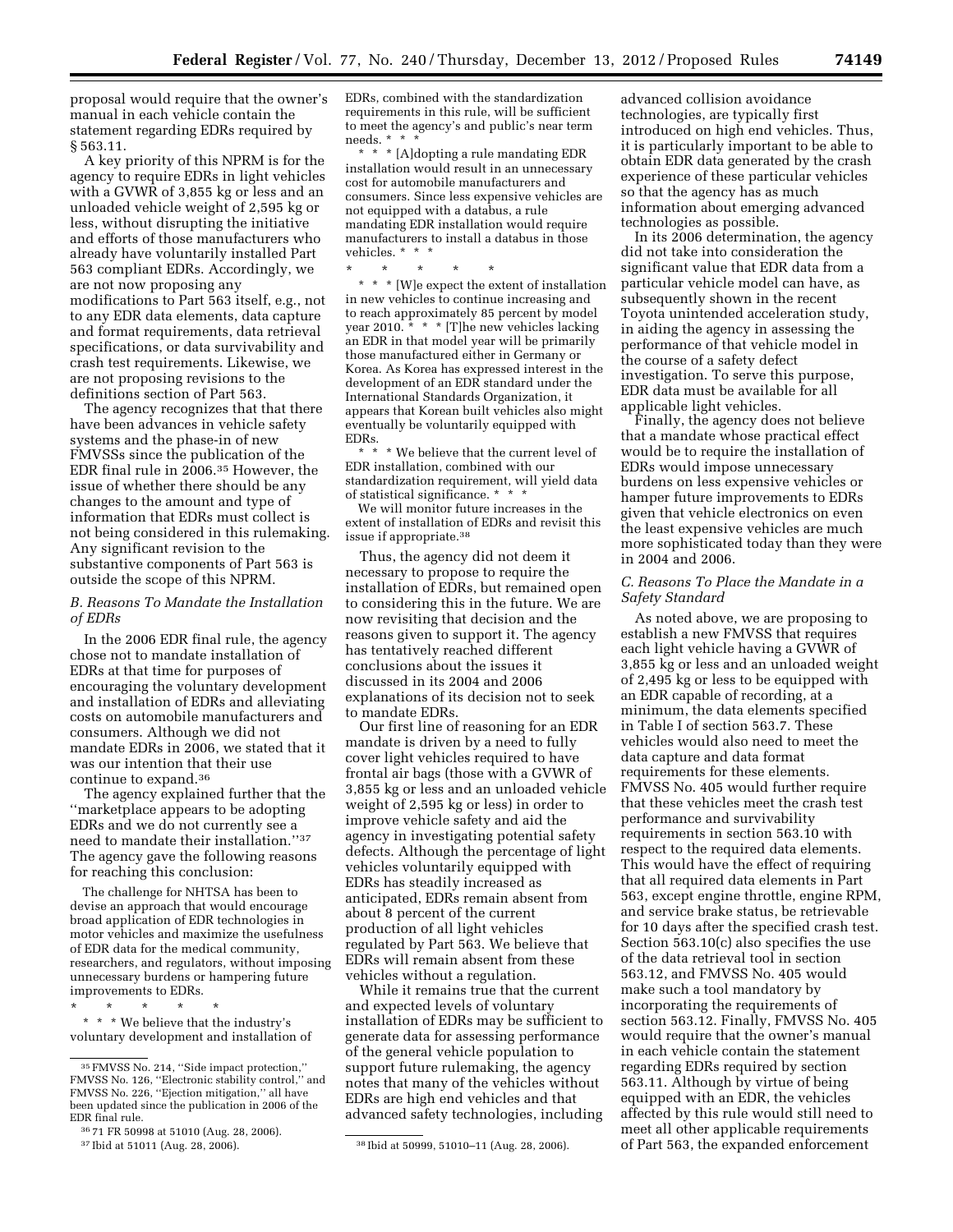proposal would require that the owner's manual in each vehicle contain the statement regarding EDRs required by § 563.11.

A key priority of this NPRM is for the agency to require EDRs in light vehicles with a GVWR of 3,855 kg or less and an unloaded vehicle weight of 2,595 kg or less, without disrupting the initiative and efforts of those manufacturers who already have voluntarily installed Part 563 compliant EDRs. Accordingly, we are not now proposing any modifications to Part 563 itself, e.g., not to any EDR data elements, data capture and format requirements, data retrieval specifications, or data survivability and crash test requirements. Likewise, we are not proposing revisions to the definitions section of Part 563.

The agency recognizes that that there have been advances in vehicle safety systems and the phase-in of new FMVSSs since the publication of the EDR final rule in 2006.[35] However, the issue of whether there should be any changes to the amount and type of information that EDRs must collect is not being considered in this rulemaking. Any significant revision to the substantive components of Part 563 is outside the scope of this NPRM.

### B. Reasons To Mandate the Installation of EDRs

In the 2006 EDR final rule, the agency chose not to mandate installation of EDRs at that time for purposes of encouraging the voluntary development and installation of EDRs and alleviating costs on automobile manufacturers and consumers. Although we did not mandate EDRs in 2006, we stated that it was our intention that their use continue to expand.[36]

The agency explained further that the ''marketplace appears to be adopting EDRs and we do not currently see a need to mandate their installation.''[37] The agency gave the following reasons for reaching this conclusion:

> The challenge for NHTSA has been to devise an approach that would encourage broad application of EDR technologies in motor vehicles and maximize the usefulness of EDR data for the medical community, researchers, and regulators, without imposing unnecessary burdens or hampering future improvements to EDRs.
>
> \* \* \* \* \*
>
> \* \* \* We believe that the industry's voluntary development and installation of EDRs, combined with the standardization requirements in this rule, will be sufficient to meet the agency's and public's near term needs. \* \* \*
>
> \* \* \* [A]dopting a rule mandating EDR installation would result in an unnecessary cost for automobile manufacturers and consumers. Since less expensive vehicles are not equipped with a databus, a rule mandating EDR installation would require manufacturers to install a databus in those vehicles. \* \* \*
>
> \* \* \* \* \*
>
> \* \* \* [W]e expect the extent of installation in new vehicles to continue increasing and to reach approximately 85 percent by model year 2010. \* \* \* [T]he new vehicles lacking an EDR in that model year will be primarily those manufactured either in Germany or Korea. As Korea has expressed interest in the development of an EDR standard under the International Standards Organization, it appears that Korean built vehicles also might eventually be voluntarily equipped with EDRs.
>
> \* \* \* We believe that the current level of EDR installation, combined with our standardization requirement, will yield data of statistical significance. \* \* \*
>
> We will monitor future increases in the extent of installation of EDRs and revisit this issue if appropriate.[38]

Thus, the agency did not deem it necessary to propose to require the installation of EDRs, but remained open to considering this in the future. We are now revisiting that decision and the reasons given to support it. The agency has tentatively reached different conclusions about the issues it discussed in its 2004 and 2006 explanations of its decision not to seek to mandate EDRs.

Our first line of reasoning for an EDR mandate is driven by a need to fully cover light vehicles required to have frontal air bags (those with a GVWR of 3,855 kg or less and an unloaded vehicle weight of 2,595 kg or less) in order to improve vehicle safety and aid the agency in investigating potential safety defects. Although the percentage of light vehicles voluntarily equipped with EDRs has steadily increased as anticipated, EDRs remain absent from about 8 percent of the current production of all light vehicles regulated by Part 563. We believe that EDRs will remain absent from these vehicles without a regulation.

While it remains true that the current and expected levels of voluntary installation of EDRs may be sufficient to generate data for assessing performance of the general vehicle population to support future rulemaking, the agency notes that many of the vehicles without EDRs are high end vehicles and that advanced safety technologies, including advanced collision avoidance technologies, are typically first introduced on high end vehicles. Thus, it is particularly important to be able to obtain EDR data generated by the crash experience of these particular vehicles so that the agency has as much information about emerging advanced technologies as possible.

In its 2006 determination, the agency did not take into consideration the significant value that EDR data from a particular vehicle model can have, as subsequently shown in the recent Toyota unintended acceleration study, in aiding the agency in assessing the performance of that vehicle model in the course of a safety defect investigation. To serve this purpose, EDR data must be available for all applicable light vehicles.

Finally, the agency does not believe that a mandate whose practical effect would be to require the installation of EDRs would impose unnecessary burdens on less expensive vehicles or hamper future improvements to EDRs given that vehicle electronics on even the least expensive vehicles are much more sophisticated today than they were in 2004 and 2006.

### C. Reasons To Place the Mandate in a Safety Standard

As noted above, we are proposing to establish a new FMVSS that requires each light vehicle having a GVWR of 3,855 kg or less and an unloaded weight of 2,495 kg or less to be equipped with an EDR capable of recording, at a minimum, the data elements specified in Table I of section 563.7. These vehicles would also need to meet the data capture and data format requirements for these elements. FMVSS No. 405 would further require that these vehicles meet the crash test performance and survivability requirements in section 563.10 with respect to the required data elements. This would have the effect of requiring that all required data elements in Part 563, except engine throttle, engine RPM, and service brake status, be retrievable for 10 days after the specified crash test. Section 563.10(c) also specifies the use of the data retrieval tool in section 563.12, and FMVSS No. 405 would make such a tool mandatory by incorporating the requirements of section 563.12. Finally, FMVSS No. 405 would require that the owner's manual in each vehicle contain the statement regarding EDRs required by section 563.11. Although by virtue of being equipped with an EDR, the vehicles affected by this rule would still need to meet all other applicable requirements of Part 563, the expanded enforcement

---

[35] FMVSS No. 214, ''Side impact protection,'' FMVSS No. 126, ''Electronic stability control,'' and FMVSS No. 226, ''Ejection mitigation,'' all have been updated since the publication in 2006 of the EDR final rule.

[36] 71 FR 50998 at 51010 (Aug. 28, 2006).

[37] Ibid at 51011 (Aug. 28, 2006).

[38] Ibid at 50999, 51010–11 (Aug. 28, 2006).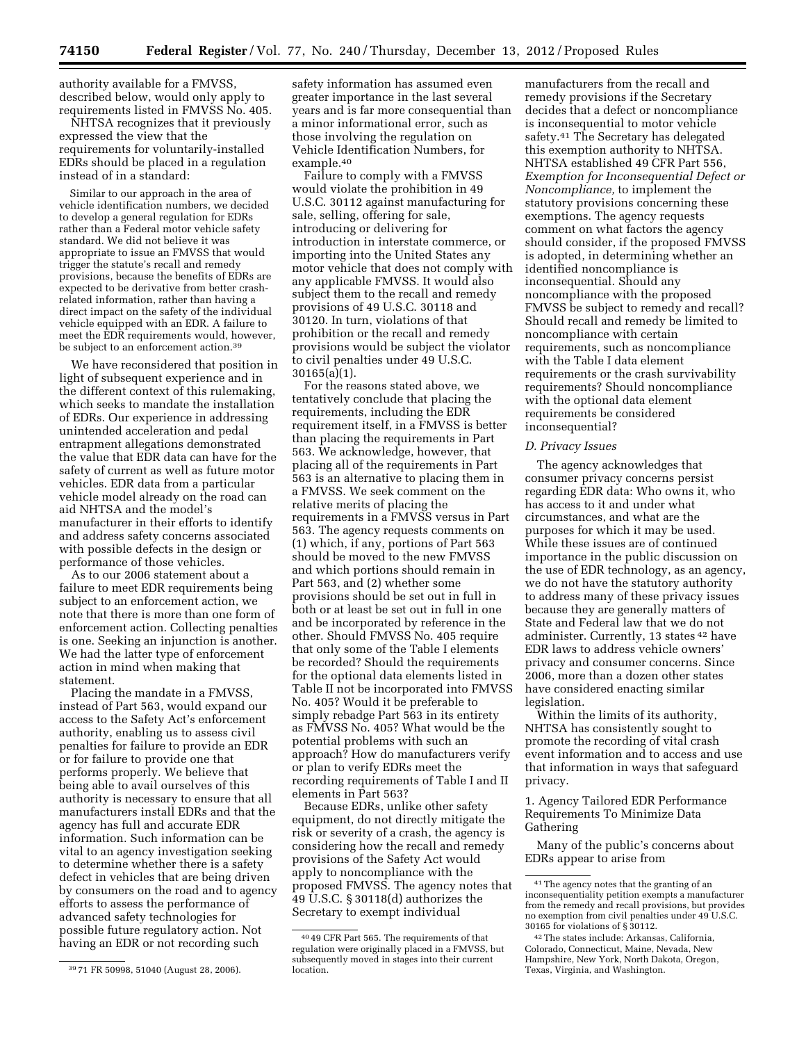authority available for a FMVSS, described below, would only apply to requirements listed in FMVSS No. 405.

NHTSA recognizes that it previously expressed the view that the requirements for voluntarily-installed EDRs should be placed in a regulation instead of in a standard:

> Similar to our approach in the area of vehicle identification numbers, we decided to develop a general regulation for EDRs rather than a Federal motor vehicle safety standard. We did not believe it was appropriate to issue an FMVSS that would trigger the statute's recall and remedy provisions, because the benefits of EDRs are expected to be derivative from better crash-related information, rather than having a direct impact on the safety of the individual vehicle equipped with an EDR. A failure to meet the EDR requirements would, however, be subject to an enforcement action.[39]

We have reconsidered that position in light of subsequent experience and in the different context of this rulemaking, which seeks to mandate the installation of EDRs. Our experience in addressing unintended acceleration and pedal entrapment allegations demonstrated the value that EDR data can have for the safety of current as well as future motor vehicles. EDR data from a particular vehicle model already on the road can aid NHTSA and the model's manufacturer in their efforts to identify and address safety concerns associated with possible defects in the design or performance of those vehicles.

As to our 2006 statement about a failure to meet EDR requirements being subject to an enforcement action, we note that there is more than one form of enforcement action. Collecting penalties is one. Seeking an injunction is another. We had the latter type of enforcement action in mind when making that statement.

Placing the mandate in a FMVSS, instead of Part 563, would expand our access to the Safety Act's enforcement authority, enabling us to assess civil penalties for failure to provide an EDR or for failure to provide one that performs properly. We believe that being able to avail ourselves of this authority is necessary to ensure that all manufacturers install EDRs and that the agency has full and accurate EDR information. Such information can be vital to an agency investigation seeking to determine whether there is a safety defect in vehicles that are being driven by consumers on the road and to agency efforts to assess the performance of advanced safety technologies for possible future regulatory action. Not having an EDR or not recording such safety information has assumed even greater importance in the last several years and is far more consequential than a minor informational error, such as those involving the regulation on Vehicle Identification Numbers, for example.[40]

Failure to comply with a FMVSS would violate the prohibition in 49 U.S.C. 30112 against manufacturing for sale, selling, offering for sale, introducing or delivering for introduction in interstate commerce, or importing into the United States any motor vehicle that does not comply with any applicable FMVSS. It would also subject them to the recall and remedy provisions of 49 U.S.C. 30118 and 30120. In turn, violations of that prohibition or the recall and remedy provisions would be subject the violator to civil penalties under 49 U.S.C. 30165(a)(1).

For the reasons stated above, we tentatively conclude that placing the requirements, including the EDR requirement itself, in a FMVSS is better than placing the requirements in Part 563. We acknowledge, however, that placing all of the requirements in Part 563 is an alternative to placing them in a FMVSS. We seek comment on the relative merits of placing the requirements in a FMVSS versus in Part 563. The agency requests comments on (1) which, if any, portions of Part 563 should be moved to the new FMVSS and which portions should remain in Part 563, and (2) whether some provisions should be set out in full in both or at least be set out in full in one and be incorporated by reference in the other. Should FMVSS No. 405 require that only some of the Table I elements be recorded? Should the requirements for the optional data elements listed in Table II not be incorporated into FMVSS No. 405? Would it be preferable to simply rebadge Part 563 in its entirety as FMVSS No. 405? What would be the potential problems with such an approach? How do manufacturers verify or plan to verify EDRs meet the recording requirements of Table I and II elements in Part 563?

Because EDRs, unlike other safety equipment, do not directly mitigate the risk or severity of a crash, the agency is considering how the recall and remedy provisions of the Safety Act would apply to noncompliance with the proposed FMVSS. The agency notes that 49 U.S.C. § 30118(d) authorizes the Secretary to exempt individual manufacturers from the recall and remedy provisions if the Secretary decides that a defect or noncompliance is inconsequential to motor vehicle safety.[41] The Secretary has delegated this exemption authority to NHTSA. NHTSA established 49 CFR Part 556, *Exemption for Inconsequential Defect or Noncompliance,* to implement the statutory provisions concerning these exemptions. The agency requests comment on what factors the agency should consider, if the proposed FMVSS is adopted, in determining whether an identified noncompliance is inconsequential. Should any noncompliance with the proposed FMVSS be subject to remedy and recall? Should recall and remedy be limited to noncompliance with certain requirements, such as noncompliance with the Table I data element requirements or the crash survivability requirements? Should noncompliance with the optional data element requirements be considered inconsequential?

### D. Privacy Issues

The agency acknowledges that consumer privacy concerns persist regarding EDR data: Who owns it, who has access to it and under what circumstances, and what are the purposes for which it may be used. While these issues are of continued importance in the public discussion on the use of EDR technology, as an agency, we do not have the statutory authority to address many of these privacy issues because they are generally matters of State and Federal law that we do not administer. Currently, 13 states[42] have EDR laws to address vehicle owners' privacy and consumer concerns. Since 2006, more than a dozen other states have considered enacting similar legislation.

Within the limits of its authority, NHTSA has consistently sought to promote the recording of vital crash event information and to access and use that information in ways that safeguard privacy.

#### 1. Agency Tailored EDR Performance Requirements To Minimize Data Gathering

Many of the public's concerns about EDRs appear to arise from

---

[39] 71 FR 50998, 51040 (August 28, 2006).

[40] 49 CFR Part 565. The requirements of that regulation were originally placed in a FMVSS, but subsequently moved in stages into their current location.

[41] The agency notes that the granting of an inconsequentiality petition exempts a manufacturer from the remedy and recall provisions, but provides no exemption from civil penalties under 49 U.S.C. 30165 for violations of § 30112.

[42] The states include: Arkansas, California, Colorado, Connecticut, Maine, Nevada, New Hampshire, New York, North Dakota, Oregon, Texas, Virginia, and Washington.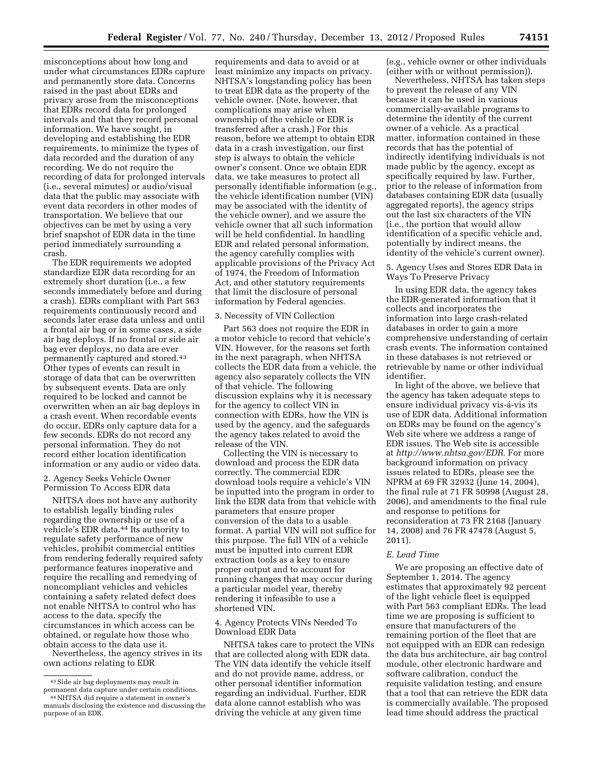misconceptions about how long and under what circumstances EDRs capture and permanently store data. Concerns raised in the past about EDRs and privacy arose from the misconceptions that EDRs record data for prolonged intervals and that they record personal information. We have sought, in developing and establishing the EDR requirements, to minimize the types of data recorded and the duration of any recording. We do not require the recording of data for prolonged intervals (i.e., several minutes) or audio/visual data that the public may associate with event data recorders in other modes of transportation. We believe that our objectives can be met by using a very brief snapshot of EDR data in the time period immediately surrounding a crash.

The EDR requirements we adopted standardize EDR data recording for an extremely short duration (i.e., a few seconds immediately before and during a crash). EDRs compliant with Part 563 requirements continuously record and seconds later erase data unless and until a frontal air bag or in some cases, a side air bag deploys. If no frontal or side air bag ever deploys, no data are ever permanently captured and stored.[43] Other types of events can result in storage of data that can be overwritten by subsequent events. Data are only required to be locked and cannot be overwritten when an air bag deploys in a crash event. When recordable events do occur, EDRs only capture data for a few seconds. EDRs do not record any personal information. They do not record either location identification information or any audio or video data.

2. Agency Seeks Vehicle Owner Permission To Access EDR data

NHTSA does not have any authority to establish legally binding rules regarding the ownership or use of a vehicle's EDR data.[44] Its authority to regulate safety performance of new vehicles, prohibit commercial entities from rendering federally required safety performance features inoperative and require the recalling and remedying of noncompliant vehicles and vehicles containing a safety related defect does not enable NHTSA to control who has access to the data, specify the circumstances in which access can be obtained, or regulate how those who obtain access to the data use it.

Nevertheless, the agency strives in its own actions relating to EDR requirements and data to avoid or at least minimize any impacts on privacy. NHTSA's longstanding policy has been to treat EDR data as the property of the vehicle owner. (Note, however, that complications may arise when ownership of the vehicle or EDR is transferred after a crash.) For this reason, before we attempt to obtain EDR data in a crash investigation, our first step is always to obtain the vehicle owner's consent. Once we obtain EDR data, we take measures to protect all personally identifiable information (e.g., the vehicle identification number (VIN) may be associated with the identity of the vehicle owner), and we assure the vehicle owner that all such information will be held confidential. In handling EDR and related personal information, the agency carefully complies with applicable provisions of the Privacy Act of 1974, the Freedom of Information Act, and other statutory requirements that limit the disclosure of personal information by Federal agencies.

3. Necessity of VIN Collection

Part 563 does not require the EDR in a motor vehicle to record that vehicle's VIN. However, for the reasons set forth in the next paragraph, when NHTSA collects the EDR data from a vehicle, the agency also separately collects the VIN of that vehicle. The following discussion explains why it is necessary for the agency to collect VIN in connection with EDRs, how the VIN is used by the agency, and the safeguards the agency takes related to avoid the release of the VIN.

Collecting the VIN is necessary to download and process the EDR data correctly. The commercial EDR download tools require a vehicle's VIN be inputted into the program in order to link the EDR data from that vehicle with parameters that ensure proper conversion of the data to a usable format. A partial VIN will not suffice for this purpose. The full VIN of a vehicle must be inputted into current EDR extraction tools as a key to ensure proper output and to account for running changes that may occur during a particular model year, thereby rendering it infeasible to use a shortened VIN.

4. Agency Protects VINs Needed To Download EDR Data

NHTSA takes care to protect the VINs that are collected along with EDR data. The VIN data identify the vehicle itself and do not provide name, address, or other personal identifier information regarding an individual. Further, EDR data alone cannot establish who was driving the vehicle at any given time (e.g., vehicle owner or other individuals (either with or without permission)).

Nevertheless, NHTSA has taken steps to prevent the release of any VIN because it can be used in various commercially-available programs to determine the identity of the current owner of a vehicle. As a practical matter, information contained in these records that has the potential of indirectly identifying individuals is not made public by the agency, except as specifically required by law. Further, prior to the release of information from databases containing EDR data (usually aggregated reports), the agency strips out the last six characters of the VIN (i.e., the portion that would allow identification of a specific vehicle and, potentially by indirect means, the identity of the vehicle's current owner).

5. Agency Uses and Stores EDR Data in Ways To Preserve Privacy

In using EDR data, the agency takes the EDR-generated information that it collects and incorporates the information into large crash-related databases in order to gain a more comprehensive understanding of certain crash events. The information contained in these databases is not retrieved or retrievable by name or other individual identifier.

In light of the above, we believe that the agency has taken adequate steps to ensure individual privacy vis-á-vis its use of EDR data. Additional information on EDRs may be found on the agency's Web site where we address a range of EDR issues. The Web site is accessible at *http://www.nhtsa.gov/EDR*. For more background information on privacy issues related to EDRs, please see the NPRM at 69 FR 32932 (June 14, 2004), the final rule at 71 FR 50998 (August 28, 2006), and amendments to the final rule and response to petitions for reconsideration at 73 FR 2168 (January 14, 2008) and 76 FR 47478 (August 5, 2011).

*E. Lead Time*

We are proposing an effective date of September 1, 2014. The agency estimates that approximately 92 percent of the light vehicle fleet is equipped with Part 563 compliant EDRs. The lead time we are proposing is sufficient to ensure that manufacturers of the remaining portion of the fleet that are not equipped with an EDR can redesign the data bus architecture, air bag control module, other electronic hardware and software calibration, conduct the requisite validation testing, and ensure that a tool that can retrieve the EDR data is commercially available. The proposed lead time should address the practical

---

[43] Side air bag deployments may result in permanent data capture under certain conditions.

[44] NHTSA did require a statement in owner's manuals disclosing the existence and discussing the purpose of an EDR.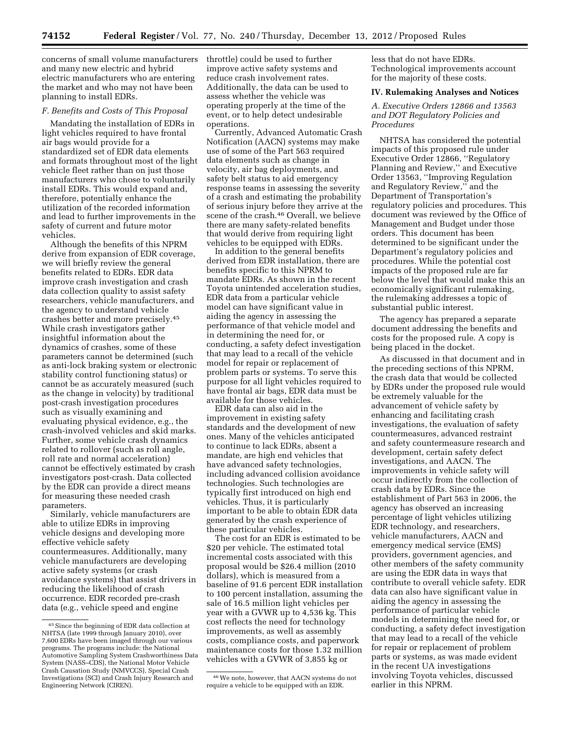concerns of small volume manufacturers and many new electric and hybrid electric manufacturers who are entering the market and who may not have been planning to install EDRs.

### *F. Benefits and Costs of This Proposal*

Mandating the installation of EDRs in light vehicles required to have frontal air bags would provide for a standardized set of EDR data elements and formats throughout most of the light vehicle fleet rather than on just those manufacturers who chose to voluntarily install EDRs. This would expand and, therefore, potentially enhance the utilization of the recorded information and lead to further improvements in the safety of current and future motor vehicles.

Although the benefits of this NPRM derive from expansion of EDR coverage, we will briefly review the general benefits related to EDRs. EDR data improve crash investigation and crash data collection quality to assist safety researchers, vehicle manufacturers, and the agency to understand vehicle crashes better and more precisely.[45] While crash investigators gather insightful information about the dynamics of crashes, some of these parameters cannot be determined (such as anti-lock braking system or electronic stability control functioning status) or cannot be as accurately measured (such as the change in velocity) by traditional post-crash investigation procedures such as visually examining and evaluating physical evidence, e.g., the crash-involved vehicles and skid marks. Further, some vehicle crash dynamics related to rollover (such as roll angle, roll rate and normal acceleration) cannot be effectively estimated by crash investigators post-crash. Data collected by the EDR can provide a direct means for measuring these needed crash parameters.

Similarly, vehicle manufacturers are able to utilize EDRs in improving vehicle designs and developing more effective vehicle safety countermeasures. Additionally, many vehicle manufacturers are developing active safety systems (or crash avoidance systems) that assist drivers in reducing the likelihood of crash occurrence. EDR recorded pre-crash data (e.g., vehicle speed and engine throttle) could be used to further improve active safety systems and reduce crash involvement rates. Additionally, the data can be used to assess whether the vehicle was operating properly at the time of the event, or to help detect undesirable operations.

Currently, Advanced Automatic Crash Notification (AACN) systems may make use of some of the Part 563 required data elements such as change in velocity, air bag deployments, and safety belt status to aid emergency response teams in assessing the severity of a crash and estimating the probability of serious injury before they arrive at the scene of the crash.[46] Overall, we believe there are many safety-related benefits that would derive from requiring light vehicles to be equipped with EDRs.

In addition to the general benefits derived from EDR installation, there are benefits specific to this NPRM to mandate EDRs. As shown in the recent Toyota unintended acceleration studies, EDR data from a particular vehicle model can have significant value in aiding the agency in assessing the performance of that vehicle model and in determining the need for, or conducting, a safety defect investigation that may lead to a recall of the vehicle model for repair or replacement of problem parts or systems. To serve this purpose for all light vehicles required to have frontal air bags, EDR data must be available for those vehicles.

EDR data can also aid in the improvement in existing safety standards and the development of new ones. Many of the vehicles anticipated to continue to lack EDRs, absent a mandate, are high end vehicles that have advanced safety technologies, including advanced collision avoidance technologies. Such technologies are typically first introduced on high end vehicles. Thus, it is particularly important to be able to obtain EDR data generated by the crash experience of these particular vehicles.

The cost for an EDR is estimated to be $20 per vehicle. The estimated total incremental costs associated with this proposal would be $26.4 million (2010 dollars), which is measured from a baseline of 91.6 percent EDR installation to 100 percent installation, assuming the sale of 16.5 million light vehicles per year with a GVWR up to 4,536 kg. This cost reflects the need for technology improvements, as well as assembly costs, compliance costs, and paperwork maintenance costs for those 1.32 million vehicles with a GVWR of 3,855 kg or less that do not have EDRs. Technological improvements account for the majority of these costs.

## IV. Rulemaking Analyses and Notices

### *A. Executive Orders 12866 and 13563 and DOT Regulatory Policies and Procedures*

NHTSA has considered the potential impacts of this proposed rule under Executive Order 12866, ''Regulatory Planning and Review,'' and Executive Order 13563, ''Improving Regulation and Regulatory Review,'' and the Department of Transportation's regulatory policies and procedures. This document was reviewed by the Office of Management and Budget under those orders. This document has been determined to be significant under the Department's regulatory policies and procedures. While the potential cost impacts of the proposed rule are far below the level that would make this an economically significant rulemaking, the rulemaking addresses a topic of substantial public interest.

The agency has prepared a separate document addressing the benefits and costs for the proposed rule. A copy is being placed in the docket.

As discussed in that document and in the preceding sections of this NPRM, the crash data that would be collected by EDRs under the proposed rule would be extremely valuable for the advancement of vehicle safety by enhancing and facilitating crash investigations, the evaluation of safety countermeasures, advanced restraint and safety countermeasure research and development, certain safety defect investigations, and AACN. The improvements in vehicle safety will occur indirectly from the collection of crash data by EDRs. Since the establishment of Part 563 in 2006, the agency has observed an increasing percentage of light vehicles utilizing EDR technology, and researchers, vehicle manufacturers, AACN and emergency medical service (EMS) providers, government agencies, and other members of the safety community are using the EDR data in ways that contribute to overall vehicle safety. EDR data can also have significant value in aiding the agency in assessing the performance of particular vehicle models in determining the need for, or conducting, a safety defect investigation that may lead to a recall of the vehicle for repair or replacement of problem parts or systems, as was made evident in the recent UA investigations involving Toyota vehicles, discussed earlier in this NPRM.

---

[45] Since the beginning of EDR data collection at NHTSA (late 1999 through January 2010), over 7,600 EDRs have been imaged through our various programs. The programs include: the National Automotive Sampling System Crashworthiness Data System (NASS–CDS), the National Motor Vehicle Crash Causation Study (NMVCCS), Special Crash Investigations (SCI) and Crash Injury Research and Engineering Network (CIREN).

[46] We note, however, that AACN systems do not require a vehicle to be equipped with an EDR.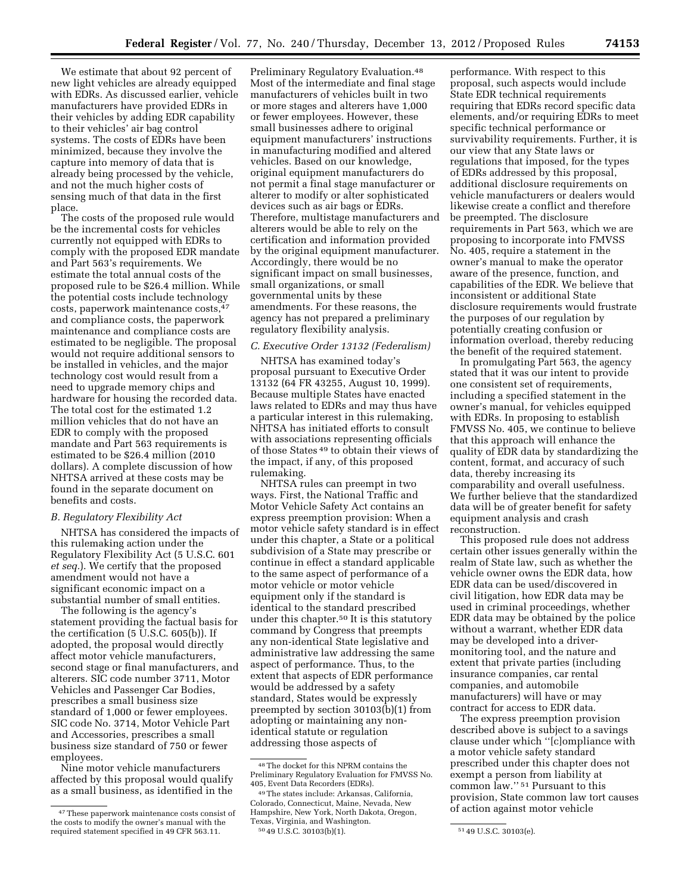We estimate that about 92 percent of new light vehicles are already equipped with EDRs. As discussed earlier, vehicle manufacturers have provided EDRs in their vehicles by adding EDR capability to their vehicles' air bag control systems. The costs of EDRs have been minimized, because they involve the capture into memory of data that is already being processed by the vehicle, and not the much higher costs of sensing much of that data in the first place.

The costs of the proposed rule would be the incremental costs for vehicles currently not equipped with EDRs to comply with the proposed EDR mandate and Part 563's requirements. We estimate the total annual costs of the proposed rule to be $26.4 million. While the potential costs include technology costs, paperwork maintenance costs,[47] and compliance costs, the paperwork maintenance and compliance costs are estimated to be negligible. The proposal would not require additional sensors to be installed in vehicles, and the major technology cost would result from a need to upgrade memory chips and hardware for housing the recorded data. The total cost for the estimated 1.2 million vehicles that do not have an EDR to comply with the proposed mandate and Part 563 requirements is estimated to be $26.4 million (2010 dollars). A complete discussion of how NHTSA arrived at these costs may be found in the separate document on benefits and costs.

### B. Regulatory Flexibility Act

NHTSA has considered the impacts of this rulemaking action under the Regulatory Flexibility Act (5 U.S.C. 601 *et seq.*). We certify that the proposed amendment would not have a significant economic impact on a substantial number of small entities.

The following is the agency's statement providing the factual basis for the certification (5 U.S.C. 605(b)). If adopted, the proposal would directly affect motor vehicle manufacturers, second stage or final manufacturers, and alterers. SIC code number 3711, Motor Vehicles and Passenger Car Bodies, prescribes a small business size standard of 1,000 or fewer employees. SIC code No. 3714, Motor Vehicle Part and Accessories, prescribes a small business size standard of 750 or fewer employees.

Nine motor vehicle manufacturers affected by this proposal would qualify as a small business, as identified in the Preliminary Regulatory Evaluation.[48] Most of the intermediate and final stage manufacturers of vehicles built in two or more stages and alterers have 1,000 or fewer employees. However, these small businesses adhere to original equipment manufacturers' instructions in manufacturing modified and altered vehicles. Based on our knowledge, original equipment manufacturers do not permit a final stage manufacturer or alterer to modify or alter sophisticated devices such as air bags or EDRs. Therefore, multistage manufacturers and alterers would be able to rely on the certification and information provided by the original equipment manufacturer. Accordingly, there would be no significant impact on small businesses, small organizations, or small governmental units by these amendments. For these reasons, the agency has not prepared a preliminary regulatory flexibility analysis.

### C. Executive Order 13132 (Federalism)

NHTSA has examined today's proposal pursuant to Executive Order 13132 (64 FR 43255, August 10, 1999). Because multiple States have enacted laws related to EDRs and may thus have a particular interest in this rulemaking, NHTSA has initiated efforts to consult with associations representing officials of those States[49] to obtain their views of the impact, if any, of this proposed rulemaking.

NHTSA rules can preempt in two ways. First, the National Traffic and Motor Vehicle Safety Act contains an express preemption provision: When a motor vehicle safety standard is in effect under this chapter, a State or a political subdivision of a State may prescribe or continue in effect a standard applicable to the same aspect of performance of a motor vehicle or motor vehicle equipment only if the standard is identical to the standard prescribed under this chapter.[50] It is this statutory command by Congress that preempts any non-identical State legislative and administrative law addressing the same aspect of performance. Thus, to the extent that aspects of EDR performance would be addressed by a safety standard, States would be expressly preempted by section 30103(b)(1) from adopting or maintaining any non-identical statute or regulation addressing those aspects of performance. With respect to this proposal, such aspects would include State EDR technical requirements requiring that EDRs record specific data elements, and/or requiring EDRs to meet specific technical performance or survivability requirements. Further, it is our view that any State laws or regulations that imposed, for the types of EDRs addressed by this proposal, additional disclosure requirements on vehicle manufacturers or dealers would likewise create a conflict and therefore be preempted. The disclosure requirements in Part 563, which we are proposing to incorporate into FMVSS No. 405, require a statement in the owner's manual to make the operator aware of the presence, function, and capabilities of the EDR. We believe that inconsistent or additional State disclosure requirements would frustrate the purposes of our regulation by potentially creating confusion or information overload, thereby reducing the benefit of the required statement.

In promulgating Part 563, the agency stated that it was our intent to provide one consistent set of requirements, including a specified statement in the owner's manual, for vehicles equipped with EDRs. In proposing to establish FMVSS No. 405, we continue to believe that this approach will enhance the quality of EDR data by standardizing the content, format, and accuracy of such data, thereby increasing its comparability and overall usefulness. We further believe that the standardized data will be of greater benefit for safety equipment analysis and crash reconstruction.

This proposed rule does not address certain other issues generally within the realm of State law, such as whether the vehicle owner owns the EDR data, how EDR data can be used/discovered in civil litigation, how EDR data may be used in criminal proceedings, whether EDR data may be obtained by the police without a warrant, whether EDR data may be developed into a driver-monitoring tool, and the nature and extent that private parties (including insurance companies, car rental companies, and automobile manufacturers) will have or may contract for access to EDR data.

The express preemption provision described above is subject to a savings clause under which "[c]ompliance with a motor vehicle safety standard prescribed under this chapter does not exempt a person from liability at common law."[51] Pursuant to this provision, State common law tort causes of action against motor vehicle

---

[47] These paperwork maintenance costs consist of the costs to modify the owner's manual with the required statement specified in 49 CFR 563.11.

[48] The docket for this NPRM contains the Preliminary Regulatory Evaluation for FMVSS No. 405, Event Data Recorders (EDRs).

[49] The states include: Arkansas, California, Colorado, Connecticut, Maine, Nevada, New Hampshire, New York, North Dakota, Oregon, Texas, Virginia, and Washington.

[50] 49 U.S.C. 30103(b)(1).

[51] 49 U.S.C. 30103(e).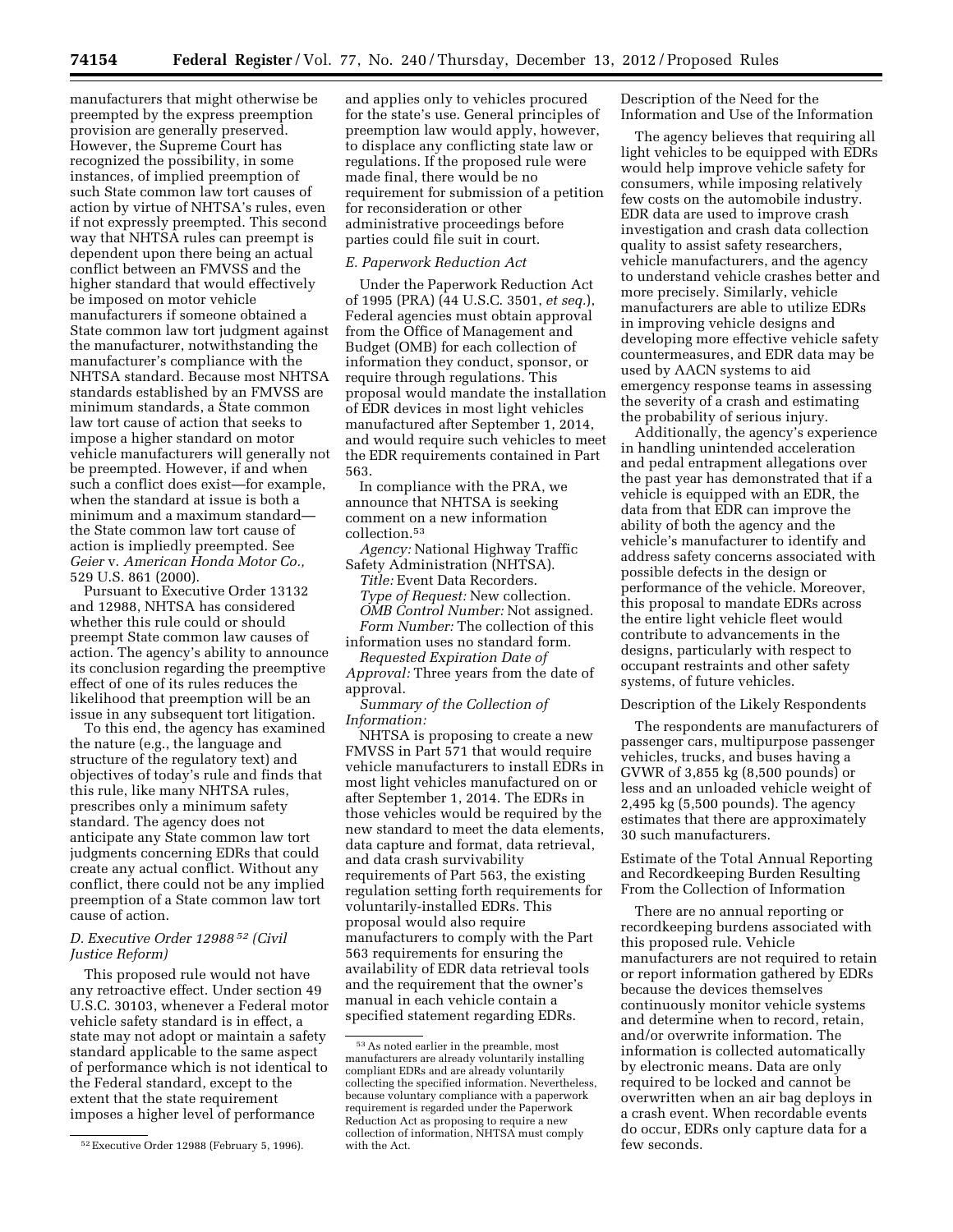manufacturers that might otherwise be preempted by the express preemption provision are generally preserved. However, the Supreme Court has recognized the possibility, in some instances, of implied preemption of such State common law tort causes of action by virtue of NHTSA's rules, even if not expressly preempted. This second way that NHTSA rules can preempt is dependent upon there being an actual conflict between an FMVSS and the higher standard that would effectively be imposed on motor vehicle manufacturers if someone obtained a State common law tort judgment against the manufacturer, notwithstanding the manufacturer's compliance with the NHTSA standard. Because most NHTSA standards established by an FMVSS are minimum standards, a State common law tort cause of action that seeks to impose a higher standard on motor vehicle manufacturers will generally not be preempted. However, if and when such a conflict does exist—for example, when the standard at issue is both a minimum and a maximum standard—the State common law tort cause of action is impliedly preempted. See *Geier* v. *American Honda Motor Co.,* 529 U.S. 861 (2000).

Pursuant to Executive Order 13132 and 12988, NHTSA has considered whether this rule could or should preempt State common law causes of action. The agency's ability to announce its conclusion regarding the preemptive effect of one of its rules reduces the likelihood that preemption will be an issue in any subsequent tort litigation.

To this end, the agency has examined the nature (e.g., the language and structure of the regulatory text) and objectives of today's rule and finds that this rule, like many NHTSA rules, prescribes only a minimum safety standard. The agency does not anticipate any State common law tort judgments concerning EDRs that could create any actual conflict. Without any conflict, there could not be any implied preemption of a State common law tort cause of action.

### *D. Executive Order 12988* [52] *(Civil Justice Reform)*

This proposed rule would not have any retroactive effect. Under section 49 U.S.C. 30103, whenever a Federal motor vehicle safety standard is in effect, a state may not adopt or maintain a safety standard applicable to the same aspect of performance which is not identical to the Federal standard, except to the extent that the state requirement imposes a higher level of performance and applies only to vehicles procured for the state's use. General principles of preemption law would apply, however, to displace any conflicting state law or regulations. If the proposed rule were made final, there would be no requirement for submission of a petition for reconsideration or other administrative proceedings before parties could file suit in court.

### *E. Paperwork Reduction Act*

Under the Paperwork Reduction Act of 1995 (PRA) (44 U.S.C. 3501, *et seq.*), Federal agencies must obtain approval from the Office of Management and Budget (OMB) for each collection of information they conduct, sponsor, or require through regulations. This proposal would mandate the installation of EDR devices in most light vehicles manufactured after September 1, 2014, and would require such vehicles to meet the EDR requirements contained in Part 563.

In compliance with the PRA, we announce that NHTSA is seeking comment on a new information collection.[53]

*Agency:* National Highway Traffic Safety Administration (NHTSA).

*Title:* Event Data Recorders.

*Type of Request:* New collection.

*OMB Control Number:* Not assigned.

*Form Number:* The collection of this information uses no standard form.

*Requested Expiration Date of Approval:* Three years from the date of approval.

*Summary of the Collection of Information:*

NHTSA is proposing to create a new FMVSS in Part 571 that would require vehicle manufacturers to install EDRs in most light vehicles manufactured on or after September 1, 2014. The EDRs in those vehicles would be required by the new standard to meet the data elements, data capture and format, data retrieval, and data crash survivability requirements of Part 563, the existing regulation setting forth requirements for voluntarily-installed EDRs. This proposal would also require manufacturers to comply with the Part 563 requirements for ensuring the availability of EDR data retrieval tools and the requirement that the owner's manual in each vehicle contain a specified statement regarding EDRs.

Description of the Need for the Information and Use of the Information

The agency believes that requiring all light vehicles to be equipped with EDRs would help improve vehicle safety for consumers, while imposing relatively few costs on the automobile industry. EDR data are used to improve crash investigation and crash data collection quality to assist safety researchers, vehicle manufacturers, and the agency to understand vehicle crashes better and more precisely. Similarly, vehicle manufacturers are able to utilize EDRs in improving vehicle designs and developing more effective vehicle safety countermeasures, and EDR data may be used by AACN systems to aid emergency response teams in assessing the severity of a crash and estimating the probability of serious injury.

Additionally, the agency's experience in handling unintended acceleration and pedal entrapment allegations over the past year has demonstrated that if a vehicle is equipped with an EDR, the data from that EDR can improve the ability of both the agency and the vehicle's manufacturer to identify and address safety concerns associated with possible defects in the design or performance of the vehicle. Moreover, this proposal to mandate EDRs across the entire light vehicle fleet would contribute to advancements in the designs, particularly with respect to occupant restraints and other safety systems, of future vehicles.

Description of the Likely Respondents

The respondents are manufacturers of passenger cars, multipurpose passenger vehicles, trucks, and buses having a GVWR of 3,855 kg (8,500 pounds) or less and an unloaded vehicle weight of 2,495 kg (5,500 pounds). The agency estimates that there are approximately 30 such manufacturers.

Estimate of the Total Annual Reporting and Recordkeeping Burden Resulting From the Collection of Information

There are no annual reporting or recordkeeping burdens associated with this proposed rule. Vehicle manufacturers are not required to retain or report information gathered by EDRs because the devices themselves continuously monitor vehicle systems and determine when to record, retain, and/or overwrite information. The information is collected automatically by electronic means. Data are only required to be locked and cannot be overwritten when an air bag deploys in a crash event. When recordable events do occur, EDRs only capture data for a few seconds.

---

[52] Executive Order 12988 (February 5, 1996).

[53] As noted earlier in the preamble, most manufacturers are already voluntarily installing compliant EDRs and are already voluntarily collecting the specified information. Nevertheless, because voluntary compliance with a paperwork requirement is regarded under the Paperwork Reduction Act as proposing to require a new collection of information, NHTSA must comply with the Act.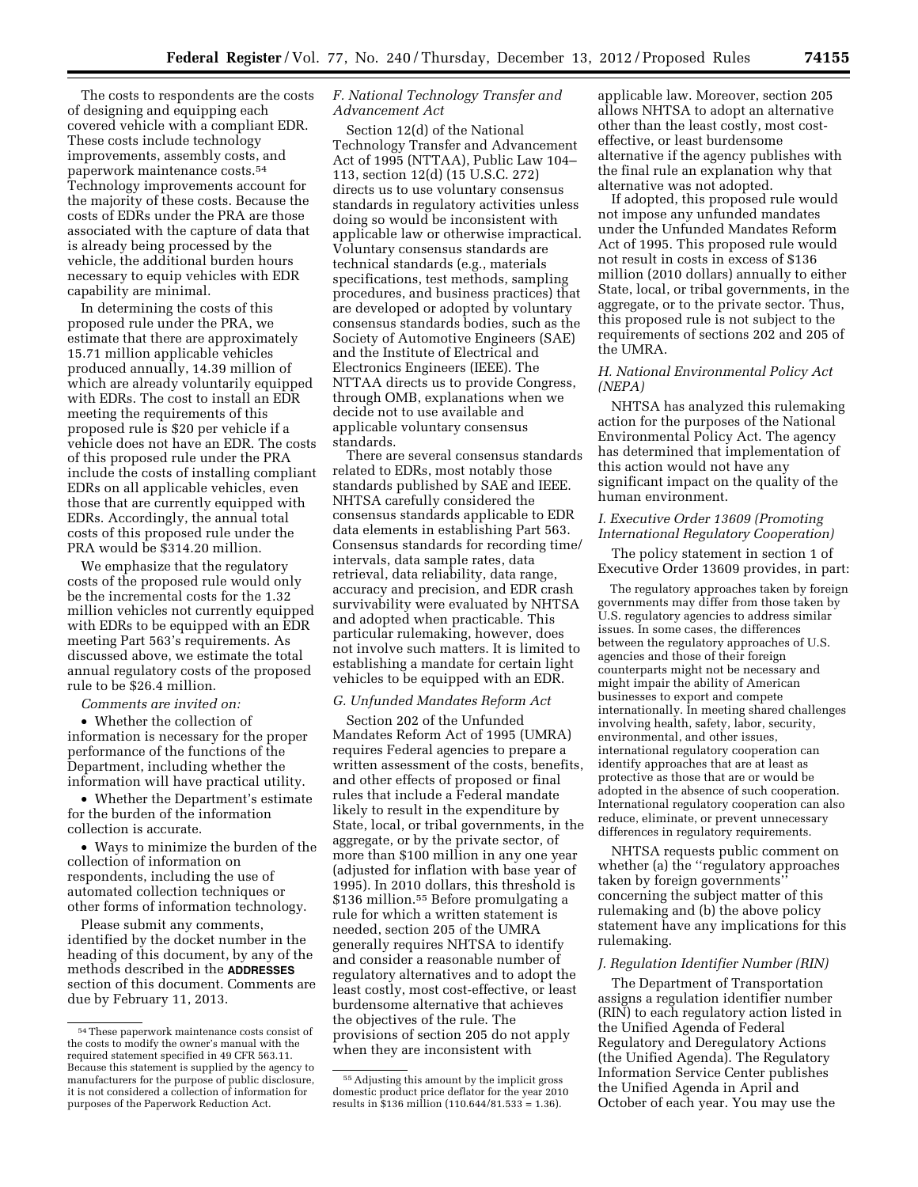The costs to respondents are the costs of designing and equipping each covered vehicle with a compliant EDR. These costs include technology improvements, assembly costs, and paperwork maintenance costs.[54] Technology improvements account for the majority of these costs. Because the costs of EDRs under the PRA are those associated with the capture of data that is already being processed by the vehicle, the additional burden hours necessary to equip vehicles with EDR capability are minimal.

In determining the costs of this proposed rule under the PRA, we estimate that there are approximately 15.71 million applicable vehicles produced annually, 14.39 million of which are already voluntarily equipped with EDRs. The cost to install an EDR meeting the requirements of this proposed rule is $20 per vehicle if a vehicle does not have an EDR. The costs of this proposed rule under the PRA include the costs of installing compliant EDRs on all applicable vehicles, even those that are currently equipped with EDRs. Accordingly, the annual total costs of this proposed rule under the PRA would be $314.20 million.

We emphasize that the regulatory costs of the proposed rule would only be the incremental costs for the 1.32 million vehicles not currently equipped with EDRs to be equipped with an EDR meeting Part 563's requirements. As discussed above, we estimate the total annual regulatory costs of the proposed rule to be $26.4 million.

*Comments are invited on:*

- Whether the collection of information is necessary for the proper performance of the functions of the Department, including whether the information will have practical utility.
- Whether the Department's estimate for the burden of the information collection is accurate.
- Ways to minimize the burden of the collection of information on respondents, including the use of automated collection techniques or other forms of information technology.

Please submit any comments, identified by the docket number in the heading of this document, by any of the methods described in the **ADDRESSES** section of this document. Comments are due by February 11, 2013.

### *F. National Technology Transfer and Advancement Act*

Section 12(d) of the National Technology Transfer and Advancement Act of 1995 (NTTAA), Public Law 104–113, section 12(d) (15 U.S.C. 272) directs us to use voluntary consensus standards in regulatory activities unless doing so would be inconsistent with applicable law or otherwise impractical. Voluntary consensus standards are technical standards (e.g., materials specifications, test methods, sampling procedures, and business practices) that are developed or adopted by voluntary consensus standards bodies, such as the Society of Automotive Engineers (SAE) and the Institute of Electrical and Electronics Engineers (IEEE). The NTTAA directs us to provide Congress, through OMB, explanations when we decide not to use available and applicable voluntary consensus standards.

There are several consensus standards related to EDRs, most notably those standards published by SAE and IEEE. NHTSA carefully considered the consensus standards applicable to EDR data elements in establishing Part 563. Consensus standards for recording time/intervals, data sample rates, data retrieval, data reliability, data range, accuracy and precision, and EDR crash survivability were evaluated by NHTSA and adopted when practicable. This particular rulemaking, however, does not involve such matters. It is limited to establishing a mandate for certain light vehicles to be equipped with an EDR.

### *G. Unfunded Mandates Reform Act*

Section 202 of the Unfunded Mandates Reform Act of 1995 (UMRA) requires Federal agencies to prepare a written assessment of the costs, benefits, and other effects of proposed or final rules that include a Federal mandate likely to result in the expenditure by State, local, or tribal governments, in the aggregate, or by the private sector, of more than $100 million in any one year (adjusted for inflation with base year of 1995). In 2010 dollars, this threshold is $136 million.[55] Before promulgating a rule for which a written statement is needed, section 205 of the UMRA generally requires NHTSA to identify and consider a reasonable number of regulatory alternatives and to adopt the least costly, most cost-effective, or least burdensome alternative that achieves the objectives of the rule. The provisions of section 205 do not apply when they are inconsistent with applicable law. Moreover, section 205 allows NHTSA to adopt an alternative other than the least costly, most cost-effective, or least burdensome alternative if the agency publishes with the final rule an explanation why that alternative was not adopted.

If adopted, this proposed rule would not impose any unfunded mandates under the Unfunded Mandates Reform Act of 1995. This proposed rule would not result in costs in excess of $136 million (2010 dollars) annually to either State, local, or tribal governments, in the aggregate, or to the private sector. Thus, this proposed rule is not subject to the requirements of sections 202 and 205 of the UMRA.

### *H. National Environmental Policy Act (NEPA)*

NHTSA has analyzed this rulemaking action for the purposes of the National Environmental Policy Act. The agency has determined that implementation of this action would not have any significant impact on the quality of the human environment.

### *I. Executive Order 13609 (Promoting International Regulatory Cooperation)*

The policy statement in section 1 of Executive Order 13609 provides, in part:

> The regulatory approaches taken by foreign governments may differ from those taken by U.S. regulatory agencies to address similar issues. In some cases, the differences between the regulatory approaches of U.S. agencies and those of their foreign counterparts might not be necessary and might impair the ability of American businesses to export and compete internationally. In meeting shared challenges involving health, safety, labor, security, environmental, and other issues, international regulatory cooperation can identify approaches that are at least as protective as those that are or would be adopted in the absence of such cooperation. International regulatory cooperation can also reduce, eliminate, or prevent unnecessary differences in regulatory requirements.

NHTSA requests public comment on whether (a) the "regulatory approaches taken by foreign governments" concerning the subject matter of this rulemaking and (b) the above policy statement have any implications for this rulemaking.

### *J. Regulation Identifier Number (RIN)*

The Department of Transportation assigns a regulation identifier number (RIN) to each regulatory action listed in the Unified Agenda of Federal Regulatory and Deregulatory Actions (the Unified Agenda). The Regulatory Information Service Center publishes the Unified Agenda in April and October of each year. You may use the

---

[54] These paperwork maintenance costs consist of the costs to modify the owner's manual with the required statement specified in 49 CFR 563.11. Because this statement is supplied by the agency to manufacturers for the purpose of public disclosure, it is not considered a collection of information for purposes of the Paperwork Reduction Act.

[55] Adjusting this amount by the implicit gross domestic product price deflator for the year 2010 results in $136 million (110.644/81.533 = 1.36).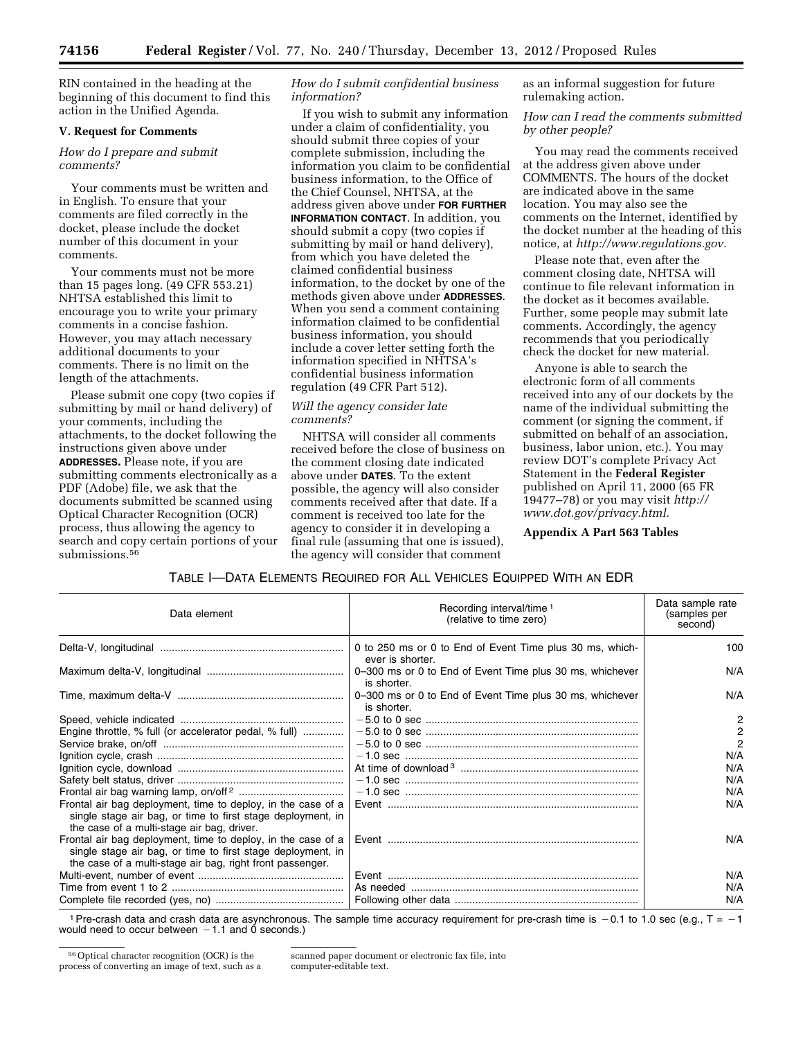RIN contained in the heading at the beginning of this document to find this action in the Unified Agenda.

## V. Request for Comments

### *How do I prepare and submit comments?*

Your comments must be written and in English. To ensure that your comments are filed correctly in the docket, please include the docket number of this document in your comments.

Your comments must not be more than 15 pages long. (49 CFR 553.21) NHTSA established this limit to encourage you to write your primary comments in a concise fashion. However, you may attach necessary additional documents to your comments. There is no limit on the length of the attachments.

Please submit one copy (two copies if submitting by mail or hand delivery) of your comments, including the attachments, to the docket following the instructions given above under **ADDRESSES.** Please note, if you are submitting comments electronically as a PDF (Adobe) file, we ask that the documents submitted be scanned using Optical Character Recognition (OCR) process, thus allowing the agency to search and copy certain portions of your submissions.[56]

### *How do I submit confidential business information?*

If you wish to submit any information under a claim of confidentiality, you should submit three copies of your complete submission, including the information you claim to be confidential business information, to the Office of the Chief Counsel, NHTSA, at the address given above under **FOR FURTHER INFORMATION CONTACT**. In addition, you should submit a copy (two copies if submitting by mail or hand delivery), from which you have deleted the claimed confidential business information, to the docket by one of the methods given above under **ADDRESSES**. When you send a comment containing information claimed to be confidential business information, you should include a cover letter setting forth the information specified in NHTSA's confidential business information regulation (49 CFR Part 512).

### *Will the agency consider late comments?*

NHTSA will consider all comments received before the close of business on the comment closing date indicated above under **DATES**. To the extent possible, the agency will also consider comments received after that date. If a comment is received too late for the agency to consider it in developing a final rule (assuming that one is issued), the agency will consider that comment as an informal suggestion for future rulemaking action.

### *How can I read the comments submitted by other people?*

You may read the comments received at the address given above under COMMENTS. The hours of the docket are indicated above in the same location. You may also see the comments on the Internet, identified by the docket number at the heading of this notice, at *http://www.regulations.gov.*

Please note that, even after the comment closing date, NHTSA will continue to file relevant information in the docket as it becomes available. Further, some people may submit late comments. Accordingly, the agency recommends that you periodically check the docket for new material.

Anyone is able to search the electronic form of all comments received into any of our dockets by the name of the individual submitting the comment (or signing the comment, if submitted on behalf of an association, business, labor union, etc.). You may review DOT's complete Privacy Act Statement in the **Federal Register** published on April 11, 2000 (65 FR 19477–78) or you may visit *http://www.dot.gov/privacy.html.*

## Appendix A Part 563 Tables

TABLE I—DATA ELEMENTS REQUIRED FOR ALL VEHICLES EQUIPPED WITH AN EDR

| Data element | Recording interval/time[1] (relative to time zero) | Data sample rate (samples per second) |
|---|---|---|
| Delta-V, longitudinal | 0 to 250 ms or 0 to End of Event Time plus 30 ms, whichever is shorter. | 100 |
| Maximum delta-V, longitudinal | 0–300 ms or 0 to End of Event Time plus 30 ms, whichever is shorter. | N/A |
| Time, maximum delta-V | 0–300 ms or 0 to End of Event Time plus 30 ms, whichever is shorter. | N/A |
| Speed, vehicle indicated | −5.0 to 0 sec | 2 |
| Engine throttle, % full (or accelerator pedal, % full) | −5.0 to 0 sec | 2 |
| Service brake, on/off | −5.0 to 0 sec | 2 |
| Ignition cycle, crash | −1.0 sec | N/A |
| Ignition cycle, download | At time of download[3] | N/A |
| Safety belt status, driver | −1.0 sec | N/A |
| Frontal air bag warning lamp, on/off[2] | −1.0 sec | N/A |
| Frontal air bag deployment, time to deploy, in the case of a single stage air bag, or time to first stage deployment, in the case of a multi-stage air bag, driver. | Event | N/A |
| Frontal air bag deployment, time to deploy, in the case of a single stage air bag, or time to first stage deployment, in the case of a multi-stage air bag, right front passenger. | Event | N/A |
| Multi-event, number of event | Event | N/A |
| Time from event 1 to 2 | As needed | N/A |
| Complete file recorded (yes, no) | Following other data | N/A |

[1] Pre-crash data and crash data are asynchronous. The sample time accuracy requirement for pre-crash time is −0.1 to 1.0 sec (e.g., T = −1 would need to occur between −1.1 and 0 seconds.)

[56] Optical character recognition (OCR) is the process of converting an image of text, such as a scanned paper document or electronic fax file, into computer-editable text.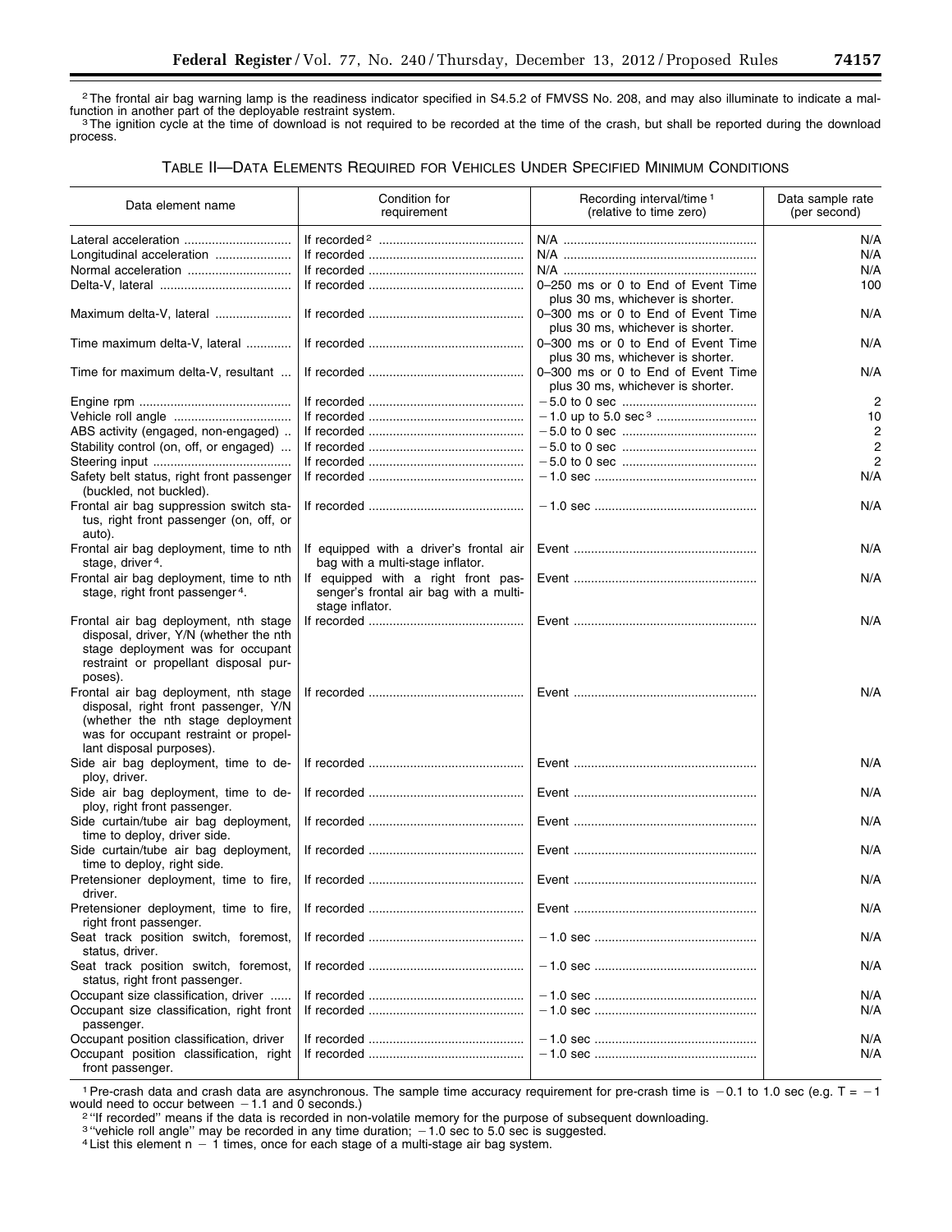[2] The frontal air bag warning lamp is the readiness indicator specified in S4.5.2 of FMVSS No. 208, and may also illuminate to indicate a malfunction in another part of the deployable restraint system.

[3] The ignition cycle at the time of download is not required to be recorded at the time of the crash, but shall be reported during the download process.

TABLE II—DATA ELEMENTS REQUIRED FOR VEHICLES UNDER SPECIFIED MINIMUM CONDITIONS

| Data element name | Condition for requirement | Recording interval/time [1] (relative to time zero) | Data sample rate (per second) |
|---|---|---|---|
| Lateral acceleration | If recorded [2] | N/A | N/A |
| Longitudinal acceleration | If recorded | N/A | N/A |
| Normal acceleration | If recorded | N/A | N/A |
| Delta-V, lateral | If recorded | 0–250 ms or 0 to End of Event Time plus 30 ms, whichever is shorter. | 100 |
| Maximum delta-V, lateral | If recorded | 0–300 ms or 0 to End of Event Time plus 30 ms, whichever is shorter. | N/A |
| Time maximum delta-V, lateral | If recorded | 0–300 ms or 0 to End of Event Time plus 30 ms, whichever is shorter. | N/A |
| Time for maximum delta-V, resultant | If recorded | 0–300 ms or 0 to End of Event Time plus 30 ms, whichever is shorter. | N/A |
| Engine rpm | If recorded | −5.0 to 0 sec | 2 |
| Vehicle roll angle | If recorded | −1.0 up to 5.0 sec [3] | 10 |
| ABS activity (engaged, non-engaged) | If recorded | −5.0 to 0 sec | 2 |
| Stability control (on, off, or engaged) | If recorded | −5.0 to 0 sec | 2 |
| Steering input | If recorded | −5.0 to 0 sec | 2 |
| Safety belt status, right front passenger (buckled, not buckled). | If recorded | −1.0 sec | N/A |
| Frontal air bag suppression switch status, right front passenger (on, off, or auto). | If recorded | −1.0 sec | N/A |
| Frontal air bag deployment, time to nth stage, driver [4]. | If equipped with a driver's frontal air bag with a multi-stage inflator. | Event | N/A |
| Frontal air bag deployment, time to nth stage, right front passenger [4]. | If equipped with a right front passenger's frontal air bag with a multi-stage inflator. | Event | N/A |
| Frontal air bag deployment, nth stage disposal, driver, Y/N (whether the nth stage deployment was for occupant restraint or propellant disposal purposes). | If recorded | Event | N/A |
| Frontal air bag deployment, nth stage disposal, right front passenger, Y/N (whether the nth stage deployment was for occupant restraint or propellant disposal purposes). | If recorded | Event | N/A |
| Side air bag deployment, time to deploy, driver. | If recorded | Event | N/A |
| Side air bag deployment, time to deploy, right front passenger. | If recorded | Event | N/A |
| Side curtain/tube air bag deployment, time to deploy, driver side. | If recorded | Event | N/A |
| Side curtain/tube air bag deployment, time to deploy, right side. | If recorded | Event | N/A |
| Pretensioner deployment, time to fire, driver. | If recorded | Event | N/A |
| Pretensioner deployment, time to fire, right front passenger. | If recorded | Event | N/A |
| Seat track position switch, foremost, status, driver. | If recorded | −1.0 sec | N/A |
| Seat track position switch, foremost, status, right front passenger. | If recorded | −1.0 sec | N/A |
| Occupant size classification, driver | If recorded | −1.0 sec | N/A |
| Occupant size classification, right front passenger. | If recorded | −1.0 sec | N/A |
| Occupant position classification, driver | If recorded | −1.0 sec | N/A |
| Occupant position classification, right front passenger. | If recorded | −1.0 sec | N/A |

[1] Pre-crash data and crash data are asynchronous. The sample time accuracy requirement for pre-crash time is −0.1 to 1.0 sec (e.g. T = −1 would need to occur between −1.1 and 0 seconds.)

[2] "If recorded" means if the data is recorded in non-volatile memory for the purpose of subsequent downloading.

[3] "vehicle roll angle" may be recorded in any time duration; −1.0 sec to 5.0 sec is suggested.

[4] List this element n − 1 times, once for each stage of a multi-stage air bag system.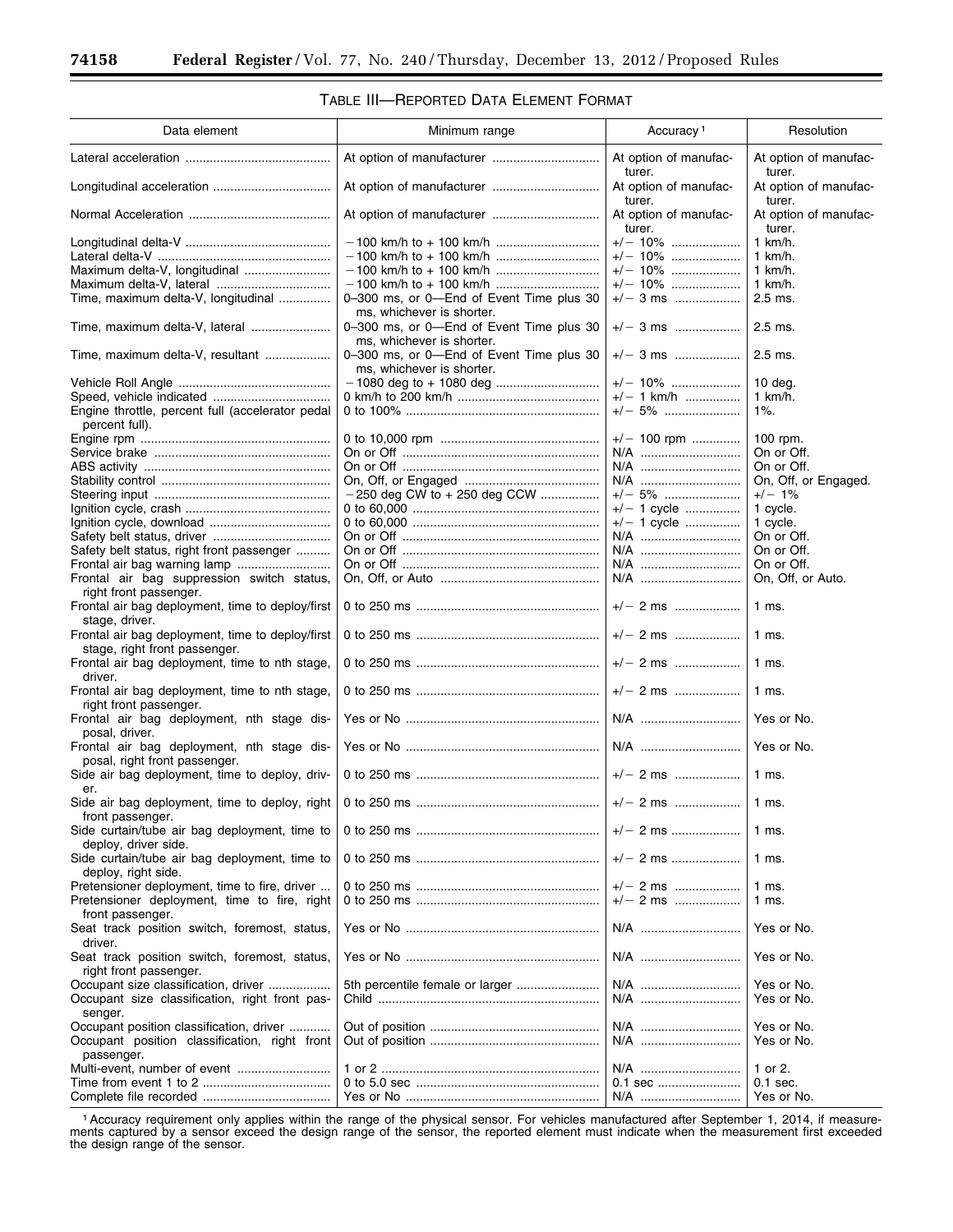## TABLE III—REPORTED DATA ELEMENT FORMAT

| Data element | Minimum range | Accuracy [1] | Resolution |
|---|---|---|---|
| Lateral acceleration | At option of manufacturer | At option of manufacturer. | At option of manufacturer. |
| Longitudinal acceleration | At option of manufacturer | At option of manufacturer. | At option of manufacturer. |
| Normal Acceleration | At option of manufacturer | At option of manufacturer. | At option of manufacturer. |
| Longitudinal delta-V | −100 km/h to + 100 km/h | +/− 10% | 1 km/h. |
| Lateral delta-V | −100 km/h to + 100 km/h | +/− 10% | 1 km/h. |
| Maximum delta-V, longitudinal | −100 km/h to + 100 km/h | +/− 10% | 1 km/h. |
| Maximum delta-V, lateral | −100 km/h to + 100 km/h | +/− 10% | 1 km/h. |
| Time, maximum delta-V, longitudinal | 0–300 ms, or 0—End of Event Time plus 30 ms, whichever is shorter. | +/− 3 ms | 2.5 ms. |
| Time, maximum delta-V, lateral | 0–300 ms, or 0—End of Event Time plus 30 ms, whichever is shorter. | +/− 3 ms | 2.5 ms. |
| Time, maximum delta-V, resultant | 0–300 ms, or 0—End of Event Time plus 30 ms, whichever is shorter. | +/− 3 ms | 2.5 ms. |
| Vehicle Roll Angle | −1080 deg to + 1080 deg | +/− 10% | 10 deg. |
| Speed, vehicle indicated | 0 km/h to 200 km/h | +/− 1 km/h | 1 km/h. |
| Engine throttle, percent full (accelerator pedal percent full). | 0 to 100% | +/− 5% | 1%. |
| Engine rpm | 0 to 10,000 rpm | +/− 100 rpm | 100 rpm. |
| Service brake | On or Off | N/A | On or Off. |
| ABS activity | On or Off | N/A | On or Off. |
| Stability control | On, Off, or Engaged | N/A | On, Off, or Engaged. |
| Steering input | −250 deg CW to + 250 deg CCW | +/− 5% | +/− 1% |
| Ignition cycle, crash | 0 to 60,000 | +/− 1 cycle | 1 cycle. |
| Ignition cycle, download | 0 to 60,000 | +/− 1 cycle | 1 cycle. |
| Safety belt status, driver | On or Off | N/A | On or Off. |
| Safety belt status, right front passenger | On or Off | N/A | On or Off. |
| Frontal air bag warning lamp | On or Off | N/A | On or Off. |
| Frontal air bag suppression switch status, right front passenger. | On, Off, or Auto | N/A | On, Off, or Auto. |
| Frontal air bag deployment, time to deploy/first stage, driver. | 0 to 250 ms | +/− 2 ms | 1 ms. |
| Frontal air bag deployment, time to deploy/first stage, right front passenger. | 0 to 250 ms | +/− 2 ms | 1 ms. |
| Frontal air bag deployment, time to nth stage, driver. | 0 to 250 ms | +/− 2 ms | 1 ms. |
| Frontal air bag deployment, time to nth stage, right front passenger. | 0 to 250 ms | +/− 2 ms | 1 ms. |
| Frontal air bag deployment, nth stage disposal, driver. | Yes or No | N/A | Yes or No. |
| Frontal air bag deployment, nth stage disposal, right front passenger. | Yes or No | N/A | Yes or No. |
| Side air bag deployment, time to deploy, driver. | 0 to 250 ms | +/− 2 ms | 1 ms. |
| Side air bag deployment, time to deploy, right front passenger. | 0 to 250 ms | +/− 2 ms | 1 ms. |
| Side curtain/tube air bag deployment, time to deploy, driver side. | 0 to 250 ms | +/− 2 ms | 1 ms. |
| Side curtain/tube air bag deployment, time to deploy, right side. | 0 to 250 ms | +/− 2 ms | 1 ms. |
| Pretensioner deployment, time to fire, driver | 0 to 250 ms | +/− 2 ms | 1 ms. |
| Pretensioner deployment, time to fire, right front passenger. | 0 to 250 ms | +/− 2 ms | 1 ms. |
| Seat track position switch, foremost, status, driver. | Yes or No | N/A | Yes or No. |
| Seat track position switch, foremost, status, right front passenger. | Yes or No | N/A | Yes or No. |
| Occupant size classification, driver | 5th percentile female or larger | N/A | Yes or No. |
| Occupant size classification, right front passenger. | Child | N/A | Yes or No. |
| Occupant position classification, driver | Out of position | N/A | Yes or No. |
| Occupant position classification, right front passenger. | Out of position | N/A | Yes or No. |
| Multi-event, number of event | 1 or 2 | N/A | 1 or 2. |
| Time from event 1 to 2 | 0 to 5.0 sec | 0.1 sec | 0.1 sec. |
| Complete file recorded | Yes or No | N/A | Yes or No. |

[1] Accuracy requirement only applies within the range of the physical sensor. For vehicles manufactured after September 1, 2014, if measurements captured by a sensor exceed the design range of the sensor, the reported element must indicate when the measurement first exceeded the design range of the sensor.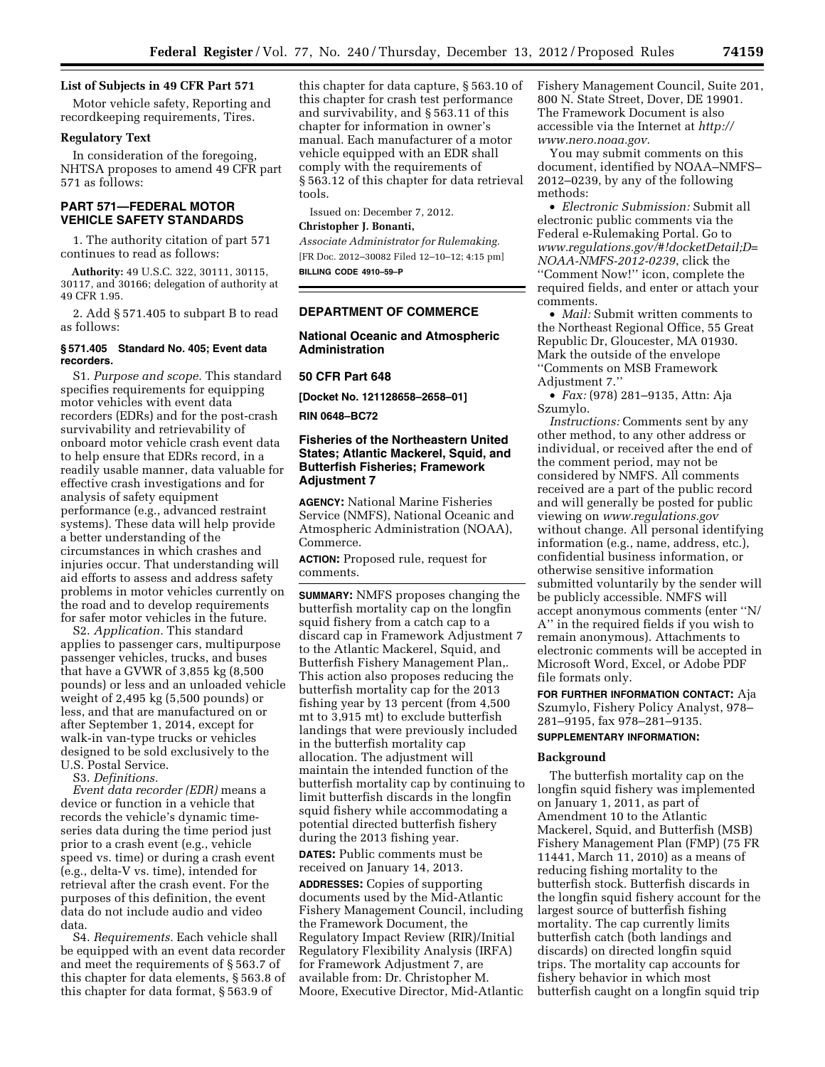**List of Subjects in 49 CFR Part 571**

Motor vehicle safety, Reporting and recordkeeping requirements, Tires.

**Regulatory Text**

In consideration of the foregoing, NHTSA proposes to amend 49 CFR part 571 as follows:

## PART 571—FEDERAL MOTOR VEHICLE SAFETY STANDARDS

1. The authority citation of part 571 continues to read as follows:

**Authority:** 49 U.S.C. 322, 30111, 30115, 30117, and 30166; delegation of authority at 49 CFR 1.95.

2. Add § 571.405 to subpart B to read as follows:

### § 571.405 Standard No. 405; Event data recorders.

S1. *Purpose and scope.* This standard specifies requirements for equipping motor vehicles with event data recorders (EDRs) and for the post-crash survivability and retrievability of onboard motor vehicle crash event data to help ensure that EDRs record, in a readily usable manner, data valuable for effective crash investigations and for analysis of safety equipment performance (e.g., advanced restraint systems). These data will help provide a better understanding of the circumstances in which crashes and injuries occur. That understanding will aid efforts to assess and address safety problems in motor vehicles currently on the road and to develop requirements for safer motor vehicles in the future.

S2. *Application.* This standard applies to passenger cars, multipurpose passenger vehicles, trucks, and buses that have a GVWR of 3,855 kg (8,500 pounds) or less and an unloaded vehicle weight of 2,495 kg (5,500 pounds) or less, and that are manufactured on or after September 1, 2014, except for walk-in van-type trucks or vehicles designed to be sold exclusively to the U.S. Postal Service.

S3. *Definitions.*

*Event data recorder (EDR)* means a device or function in a vehicle that records the vehicle's dynamic time-series data during the time period just prior to a crash event (e.g., vehicle speed vs. time) or during a crash event (e.g., delta-V vs. time), intended for retrieval after the crash event. For the purposes of this definition, the event data do not include audio and video data.

S4. *Requirements.* Each vehicle shall be equipped with an event data recorder and meet the requirements of § 563.7 of this chapter for data elements, § 563.8 of this chapter for data format, § 563.9 of this chapter for data capture, § 563.10 of this chapter for crash test performance and survivability, and § 563.11 of this chapter for information in owner's manual. Each manufacturer of a motor vehicle equipped with an EDR shall comply with the requirements of § 563.12 of this chapter for data retrieval tools.

Issued on: December 7, 2012.

**Christopher J. Bonanti,**

*Associate Administrator for Rulemaking.*

[FR Doc. 2012–30082 Filed 12–10–12; 4:15 pm]

**BILLING CODE 4910–59–P**

## DEPARTMENT OF COMMERCE

### National Oceanic and Atmospheric Administration

### 50 CFR Part 648

**[Docket No. 121128658–2658–01]**

**RIN 0648–BC72**

### Fisheries of the Northeastern United States; Atlantic Mackerel, Squid, and Butterfish Fisheries; Framework Adjustment 7

**AGENCY:** National Marine Fisheries Service (NMFS), National Oceanic and Atmospheric Administration (NOAA), Commerce.

**ACTION:** Proposed rule, request for comments.

**SUMMARY:** NMFS proposes changing the butterfish mortality cap on the longfin squid fishery from a catch cap to a discard cap in Framework Adjustment 7 to the Atlantic Mackerel, Squid, and Butterfish Fishery Management Plan,. This action also proposes reducing the butterfish mortality cap for the 2013 fishing year by 13 percent (from 4,500 mt to 3,915 mt) to exclude butterfish landings that were previously included in the butterfish mortality cap allocation. The adjustment will maintain the intended function of the butterfish mortality cap by continuing to limit butterfish discards in the longfin squid fishery while accommodating a potential directed butterfish fishery during the 2013 fishing year.

**DATES:** Public comments must be received on January 14, 2013.

**ADDRESSES:** Copies of supporting documents used by the Mid-Atlantic Fishery Management Council, including the Framework Document, the Regulatory Impact Review (RIR)/Initial Regulatory Flexibility Analysis (IRFA) for Framework Adjustment 7, are available from: Dr. Christopher M. Moore, Executive Director, Mid-Atlantic Fishery Management Council, Suite 201, 800 N. State Street, Dover, DE 19901. The Framework Document is also accessible via the Internet at *http://www.nero.noaa.gov.*

You may submit comments on this document, identified by NOAA–NMFS–2012–0239, by any of the following methods:

- *Electronic Submission:* Submit all electronic public comments via the Federal e-Rulemaking Portal. Go to *www.regulations.gov/#!docketDetail;D=NOAA-NMFS-2012-0239*, click the ''Comment Now!'' icon, complete the required fields, and enter or attach your comments.
- *Mail:* Submit written comments to the Northeast Regional Office, 55 Great Republic Dr, Gloucester, MA 01930. Mark the outside of the envelope ''Comments on MSB Framework Adjustment 7.''
- *Fax:* (978) 281–9135, Attn: Aja Szumylo.

*Instructions:* Comments sent by any other method, to any other address or individual, or received after the end of the comment period, may not be considered by NMFS. All comments received are a part of the public record and will generally be posted for public viewing on *www.regulations.gov* without change. All personal identifying information (e.g., name, address, etc.), confidential business information, or otherwise sensitive information submitted voluntarily by the sender will be publicly accessible. NMFS will accept anonymous comments (enter ''N/A'' in the required fields if you wish to remain anonymous). Attachments to electronic comments will be accepted in Microsoft Word, Excel, or Adobe PDF file formats only.

**FOR FURTHER INFORMATION CONTACT:** Aja Szumylo, Fishery Policy Analyst, 978–281–9195, fax 978–281–9135.

**SUPPLEMENTARY INFORMATION:**

**Background**

The butterfish mortality cap on the longfin squid fishery was implemented on January 1, 2011, as part of Amendment 10 to the Atlantic Mackerel, Squid, and Butterfish (MSB) Fishery Management Plan (FMP) (75 FR 11441, March 11, 2010) as a means of reducing fishing mortality to the butterfish stock. Butterfish discards in the longfin squid fishery account for the largest source of butterfish fishing mortality. The cap currently limits butterfish catch (both landings and discards) on directed longfin squid trips. The mortality cap accounts for fishery behavior in which most butterfish caught on a longfin squid trip